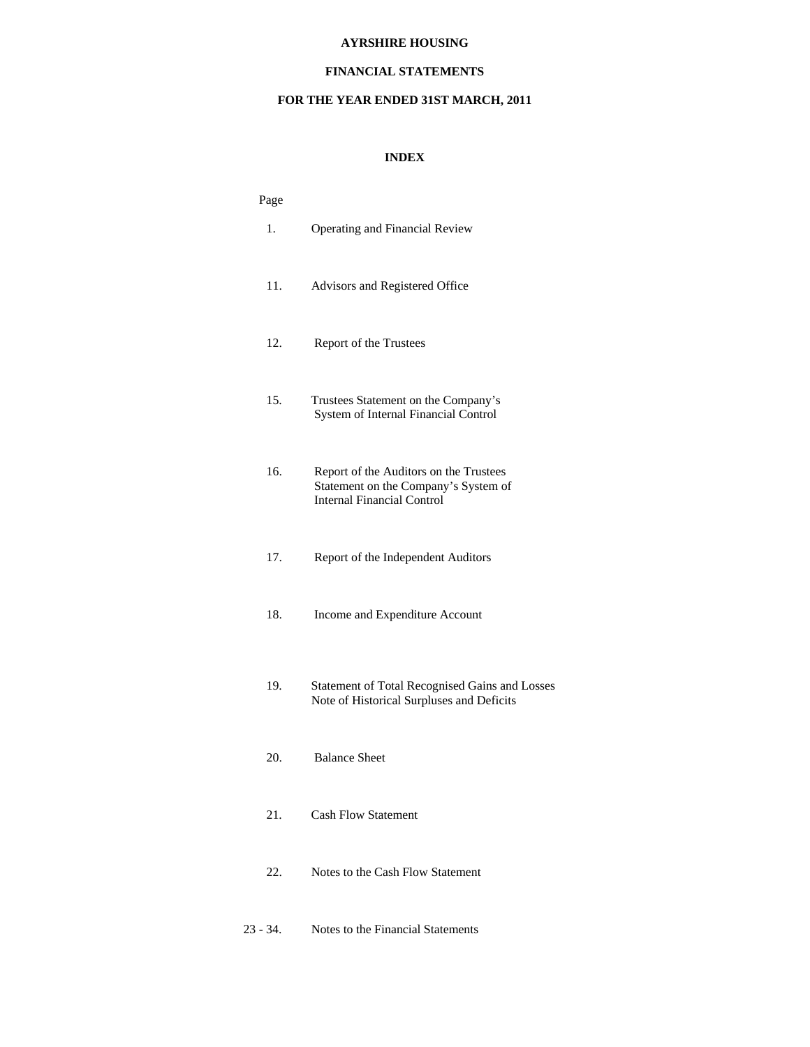# AYRSHIRE HOUSING

## FINANCIAL STATEMENTS

## FOR THE YEAR ENDED 31ST MARCH, 2011

### INDEX

| Page | |
|---|---|
| 1. | Operating and Financial Review |
| 11. | Advisors and Registered Office |
| 12. | Report of the Trustees |
| 15. | Trustees Statement on the Company's System of Internal Financial Control |
| 16. | Report of the Auditors on the Trustees Statement on the Company's System of Internal Financial Control |
| 17. | Report of the Independent Auditors |
| 18. | Income and Expenditure Account |
| 19. | Statement of Total Recognised Gains and Losses<br>Note of Historical Surpluses and Deficits |
| 20. | Balance Sheet |
| 21. | Cash Flow Statement |
| 22. | Notes to the Cash Flow Statement |
| 23 - 34. | Notes to the Financial Statements |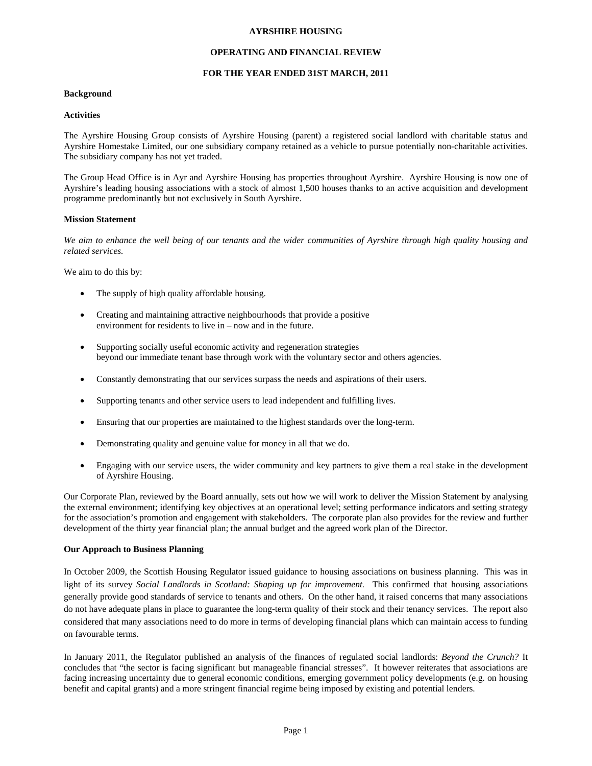**AYRSHIRE HOUSING**

**OPERATING AND FINANCIAL REVIEW**

**FOR THE YEAR ENDED 31ST MARCH, 2011**

### Background

### Activities

The Ayrshire Housing Group consists of Ayrshire Housing (parent) a registered social landlord with charitable status and Ayrshire Homestake Limited, our one subsidiary company retained as a vehicle to pursue potentially non-charitable activities. The subsidiary company has not yet traded.

The Group Head Office is in Ayr and Ayrshire Housing has properties throughout Ayrshire. Ayrshire Housing is now one of Ayrshire's leading housing associations with a stock of almost 1,500 houses thanks to an active acquisition and development programme predominantly but not exclusively in South Ayrshire.

### Mission Statement

*We aim to enhance the well being of our tenants and the wider communities of Ayrshire through high quality housing and related services.*

We aim to do this by:

- The supply of high quality affordable housing.
- Creating and maintaining attractive neighbourhoods that provide a positive environment for residents to live in – now and in the future.
- Supporting socially useful economic activity and regeneration strategies beyond our immediate tenant base through work with the voluntary sector and others agencies.
- Constantly demonstrating that our services surpass the needs and aspirations of their users.
- Supporting tenants and other service users to lead independent and fulfilling lives.
- Ensuring that our properties are maintained to the highest standards over the long-term.
- Demonstrating quality and genuine value for money in all that we do.
- Engaging with our service users, the wider community and key partners to give them a real stake in the development of Ayrshire Housing.

Our Corporate Plan, reviewed by the Board annually, sets out how we will work to deliver the Mission Statement by analysing the external environment; identifying key objectives at an operational level; setting performance indicators and setting strategy for the association's promotion and engagement with stakeholders. The corporate plan also provides for the review and further development of the thirty year financial plan; the annual budget and the agreed work plan of the Director.

### Our Approach to Business Planning

In October 2009, the Scottish Housing Regulator issued guidance to housing associations on business planning. This was in light of its survey *Social Landlords in Scotland: Shaping up for improvement.* This confirmed that housing associations generally provide good standards of service to tenants and others. On the other hand, it raised concerns that many associations do not have adequate plans in place to guarantee the long-term quality of their stock and their tenancy services. The report also considered that many associations need to do more in terms of developing financial plans which can maintain access to funding on favourable terms.

In January 2011, the Regulator published an analysis of the finances of regulated social landlords: *Beyond the Crunch?* It concludes that "the sector is facing significant but manageable financial stresses". It however reiterates that associations are facing increasing uncertainty due to general economic conditions, emerging government policy developments (e.g. on housing benefit and capital grants) and a more stringent financial regime being imposed by existing and potential lenders.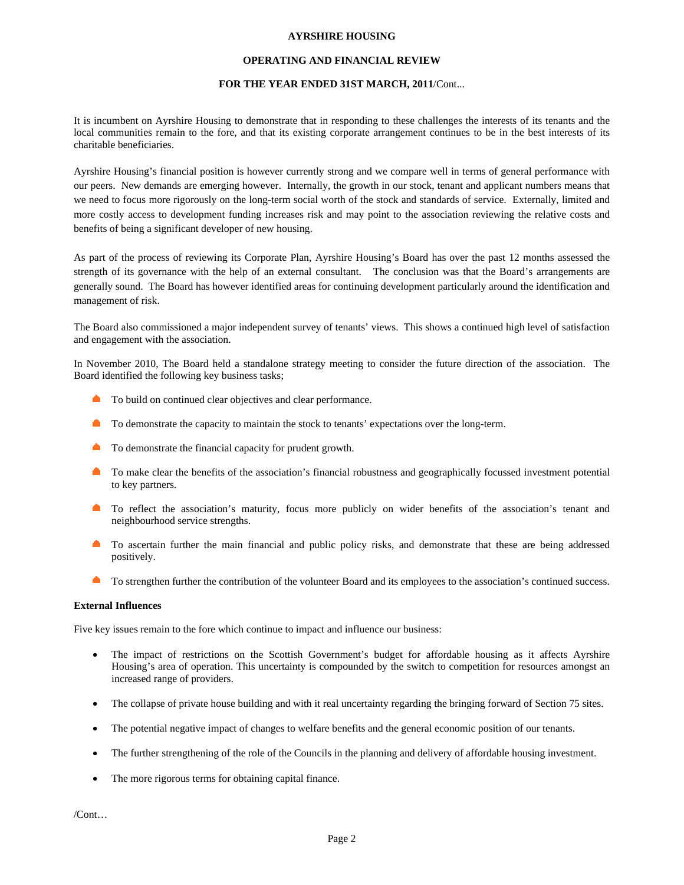It is incumbent on Ayrshire Housing to demonstrate that in responding to these challenges the interests of its tenants and the local communities remain to the fore, and that its existing corporate arrangement continues to be in the best interests of its charitable beneficiaries.

Ayrshire Housing's financial position is however currently strong and we compare well in terms of general performance with our peers. New demands are emerging however. Internally, the growth in our stock, tenant and applicant numbers means that we need to focus more rigorously on the long-term social worth of the stock and standards of service. Externally, limited and more costly access to development funding increases risk and may point to the association reviewing the relative costs and benefits of being a significant developer of new housing.

As part of the process of reviewing its Corporate Plan, Ayrshire Housing's Board has over the past 12 months assessed the strength of its governance with the help of an external consultant. The conclusion was that the Board's arrangements are generally sound. The Board has however identified areas for continuing development particularly around the identification and management of risk.

The Board also commissioned a major independent survey of tenants' views. This shows a continued high level of satisfaction and engagement with the association.

In November 2010, The Board held a standalone strategy meeting to consider the future direction of the association. The Board identified the following key business tasks;

- To build on continued clear objectives and clear performance.
- To demonstrate the capacity to maintain the stock to tenants' expectations over the long-term.
- To demonstrate the financial capacity for prudent growth.
- To make clear the benefits of the association's financial robustness and geographically focussed investment potential to key partners.
- To reflect the association's maturity, focus more publicly on wider benefits of the association's tenant and neighbourhood service strengths.
- To ascertain further the main financial and public policy risks, and demonstrate that these are being addressed positively.
- To strengthen further the contribution of the volunteer Board and its employees to the association's continued success.

**External Influences**

Five key issues remain to the fore which continue to impact and influence our business:

- The impact of restrictions on the Scottish Government's budget for affordable housing as it affects Ayrshire Housing's area of operation. This uncertainty is compounded by the switch to competition for resources amongst an increased range of providers.
- The collapse of private house building and with it real uncertainty regarding the bringing forward of Section 75 sites.
- The potential negative impact of changes to welfare benefits and the general economic position of our tenants.
- The further strengthening of the role of the Councils in the planning and delivery of affordable housing investment.
- The more rigorous terms for obtaining capital finance.

/Cont…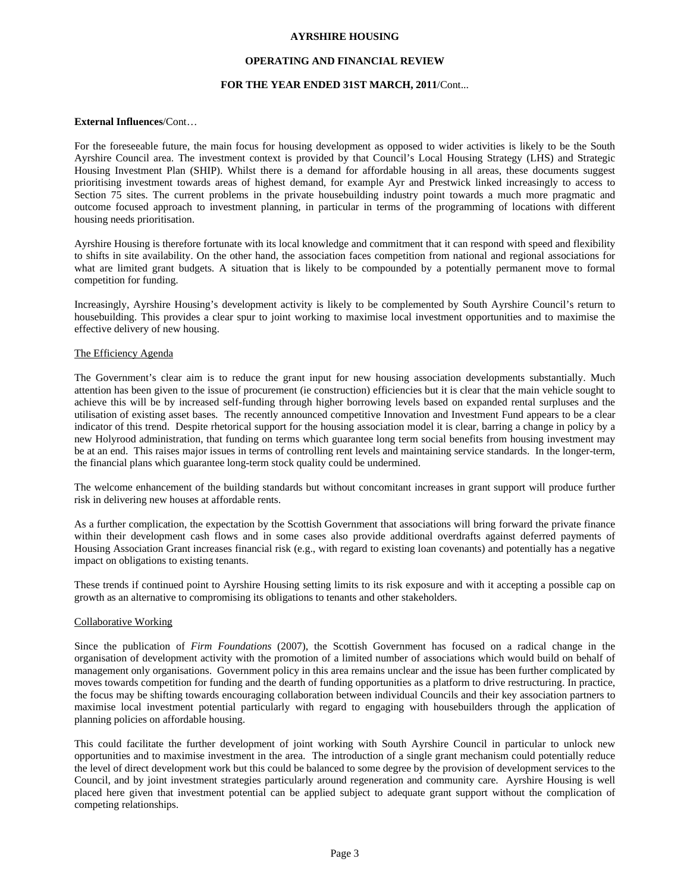**External Influences**/Cont…

For the foreseeable future, the main focus for housing development as opposed to wider activities is likely to be the South Ayrshire Council area. The investment context is provided by that Council's Local Housing Strategy (LHS) and Strategic Housing Investment Plan (SHIP). Whilst there is a demand for affordable housing in all areas, these documents suggest prioritising investment towards areas of highest demand, for example Ayr and Prestwick linked increasingly to access to Section 75 sites. The current problems in the private housebuilding industry point towards a much more pragmatic and outcome focused approach to investment planning, in particular in terms of the programming of locations with different housing needs prioritisation.

Ayrshire Housing is therefore fortunate with its local knowledge and commitment that it can respond with speed and flexibility to shifts in site availability. On the other hand, the association faces competition from national and regional associations for what are limited grant budgets. A situation that is likely to be compounded by a potentially permanent move to formal competition for funding.

Increasingly, Ayrshire Housing's development activity is likely to be complemented by South Ayrshire Council's return to housebuilding. This provides a clear spur to joint working to maximise local investment opportunities and to maximise the effective delivery of new housing.

<u>The Efficiency Agenda</u>

The Government's clear aim is to reduce the grant input for new housing association developments substantially. Much attention has been given to the issue of procurement (ie construction) efficiencies but it is clear that the main vehicle sought to achieve this will be by increased self-funding through higher borrowing levels based on expanded rental surpluses and the utilisation of existing asset bases. The recently announced competitive Innovation and Investment Fund appears to be a clear indicator of this trend. Despite rhetorical support for the housing association model it is clear, barring a change in policy by a new Holyrood administration, that funding on terms which guarantee long term social benefits from housing investment may be at an end. This raises major issues in terms of controlling rent levels and maintaining service standards. In the longer-term, the financial plans which guarantee long-term stock quality could be undermined.

The welcome enhancement of the building standards but without concomitant increases in grant support will produce further risk in delivering new houses at affordable rents.

As a further complication, the expectation by the Scottish Government that associations will bring forward the private finance within their development cash flows and in some cases also provide additional overdrafts against deferred payments of Housing Association Grant increases financial risk (e.g., with regard to existing loan covenants) and potentially has a negative impact on obligations to existing tenants.

These trends if continued point to Ayrshire Housing setting limits to its risk exposure and with it accepting a possible cap on growth as an alternative to compromising its obligations to tenants and other stakeholders.

<u>Collaborative Working</u>

Since the publication of *Firm Foundations* (2007), the Scottish Government has focused on a radical change in the organisation of development activity with the promotion of a limited number of associations which would build on behalf of management only organisations. Government policy in this area remains unclear and the issue has been further complicated by moves towards competition for funding and the dearth of funding opportunities as a platform to drive restructuring. In practice, the focus may be shifting towards encouraging collaboration between individual Councils and their key association partners to maximise local investment potential particularly with regard to engaging with housebuilders through the application of planning policies on affordable housing.

This could facilitate the further development of joint working with South Ayrshire Council in particular to unlock new opportunities and to maximise investment in the area. The introduction of a single grant mechanism could potentially reduce the level of direct development work but this could be balanced to some degree by the provision of development services to the Council, and by joint investment strategies particularly around regeneration and community care. Ayrshire Housing is well placed here given that investment potential can be applied subject to adequate grant support without the complication of competing relationships.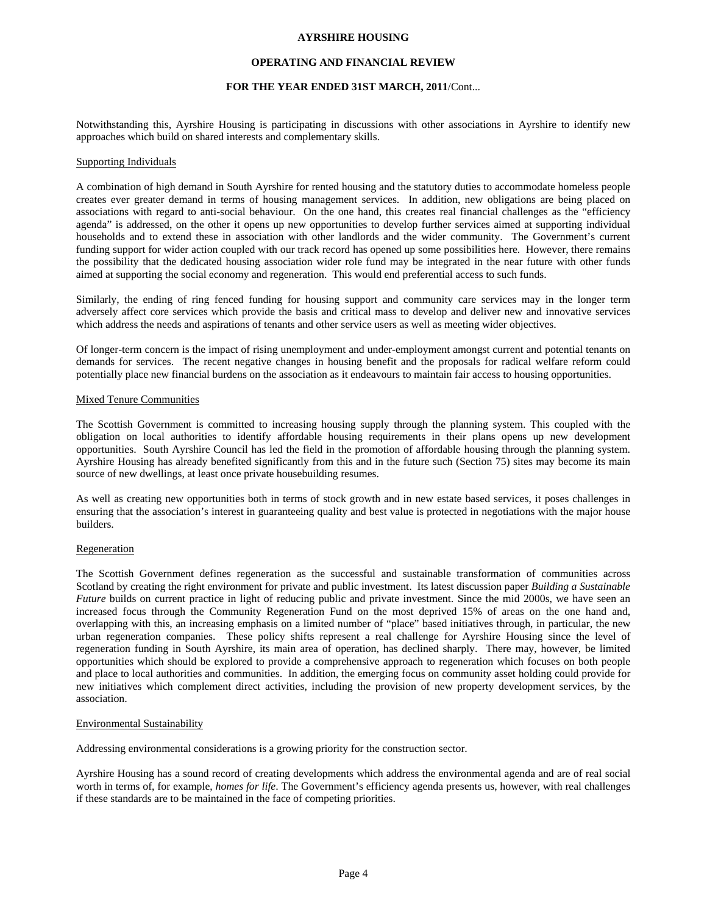Notwithstanding this, Ayrshire Housing is participating in discussions with other associations in Ayrshire to identify new approaches which build on shared interests and complementary skills.

Supporting Individuals

A combination of high demand in South Ayrshire for rented housing and the statutory duties to accommodate homeless people creates ever greater demand in terms of housing management services. In addition, new obligations are being placed on associations with regard to anti-social behaviour. On the one hand, this creates real financial challenges as the "efficiency agenda" is addressed, on the other it opens up new opportunities to develop further services aimed at supporting individual households and to extend these in association with other landlords and the wider community. The Government's current funding support for wider action coupled with our track record has opened up some possibilities here. However, there remains the possibility that the dedicated housing association wider role fund may be integrated in the near future with other funds aimed at supporting the social economy and regeneration. This would end preferential access to such funds.

Similarly, the ending of ring fenced funding for housing support and community care services may in the longer term adversely affect core services which provide the basis and critical mass to develop and deliver new and innovative services which address the needs and aspirations of tenants and other service users as well as meeting wider objectives.

Of longer-term concern is the impact of rising unemployment and under-employment amongst current and potential tenants on demands for services. The recent negative changes in housing benefit and the proposals for radical welfare reform could potentially place new financial burdens on the association as it endeavours to maintain fair access to housing opportunities.

Mixed Tenure Communities

The Scottish Government is committed to increasing housing supply through the planning system. This coupled with the obligation on local authorities to identify affordable housing requirements in their plans opens up new development opportunities. South Ayrshire Council has led the field in the promotion of affordable housing through the planning system. Ayrshire Housing has already benefited significantly from this and in the future such (Section 75) sites may become its main source of new dwellings, at least once private housebuilding resumes.

As well as creating new opportunities both in terms of stock growth and in new estate based services, it poses challenges in ensuring that the association's interest in guaranteeing quality and best value is protected in negotiations with the major house builders.

Regeneration

The Scottish Government defines regeneration as the successful and sustainable transformation of communities across Scotland by creating the right environment for private and public investment. Its latest discussion paper *Building a Sustainable Future* builds on current practice in light of reducing public and private investment. Since the mid 2000s, we have seen an increased focus through the Community Regeneration Fund on the most deprived 15% of areas on the one hand and, overlapping with this, an increasing emphasis on a limited number of "place" based initiatives through, in particular, the new urban regeneration companies. These policy shifts represent a real challenge for Ayrshire Housing since the level of regeneration funding in South Ayrshire, its main area of operation, has declined sharply. There may, however, be limited opportunities which should be explored to provide a comprehensive approach to regeneration which focuses on both people and place to local authorities and communities. In addition, the emerging focus on community asset holding could provide for new initiatives which complement direct activities, including the provision of new property development services, by the association.

Environmental Sustainability

Addressing environmental considerations is a growing priority for the construction sector.

Ayrshire Housing has a sound record of creating developments which address the environmental agenda and are of real social worth in terms of, for example, *homes for life*. The Government's efficiency agenda presents us, however, with real challenges if these standards are to be maintained in the face of competing priorities.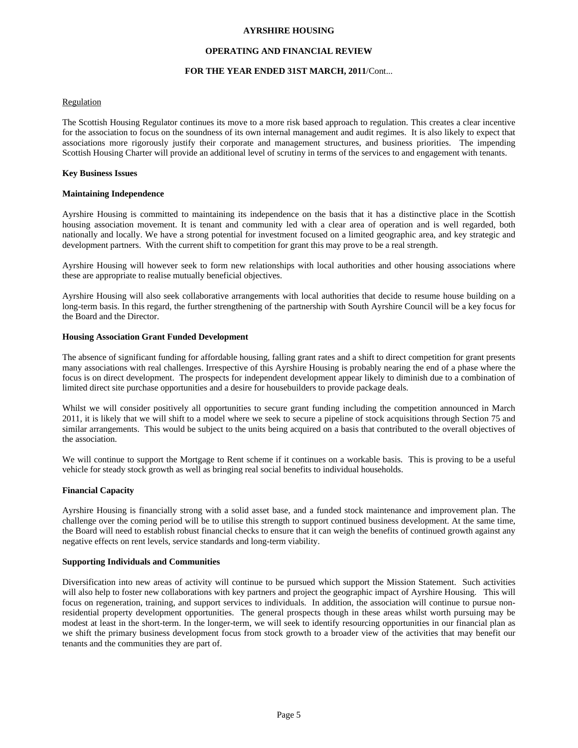### Regulation

The Scottish Housing Regulator continues its move to a more risk based approach to regulation. This creates a clear incentive for the association to focus on the soundness of its own internal management and audit regimes. It is also likely to expect that associations more rigorously justify their corporate and management structures, and business priorities. The impending Scottish Housing Charter will provide an additional level of scrutiny in terms of the services to and engagement with tenants.

## Key Business Issues

### Maintaining Independence

Ayrshire Housing is committed to maintaining its independence on the basis that it has a distinctive place in the Scottish housing association movement. It is tenant and community led with a clear area of operation and is well regarded, both nationally and locally. We have a strong potential for investment focused on a limited geographic area, and key strategic and development partners. With the current shift to competition for grant this may prove to be a real strength.

Ayrshire Housing will however seek to form new relationships with local authorities and other housing associations where these are appropriate to realise mutually beneficial objectives.

Ayrshire Housing will also seek collaborative arrangements with local authorities that decide to resume house building on a long-term basis. In this regard, the further strengthening of the partnership with South Ayrshire Council will be a key focus for the Board and the Director.

### Housing Association Grant Funded Development

The absence of significant funding for affordable housing, falling grant rates and a shift to direct competition for grant presents many associations with real challenges. Irrespective of this Ayrshire Housing is probably nearing the end of a phase where the focus is on direct development. The prospects for independent development appear likely to diminish due to a combination of limited direct site purchase opportunities and a desire for housebuilders to provide package deals.

Whilst we will consider positively all opportunities to secure grant funding including the competition announced in March 2011, it is likely that we will shift to a model where we seek to secure a pipeline of stock acquisitions through Section 75 and similar arrangements. This would be subject to the units being acquired on a basis that contributed to the overall objectives of the association.

We will continue to support the Mortgage to Rent scheme if it continues on a workable basis. This is proving to be a useful vehicle for steady stock growth as well as bringing real social benefits to individual households.

### Financial Capacity

Ayrshire Housing is financially strong with a solid asset base, and a funded stock maintenance and improvement plan. The challenge over the coming period will be to utilise this strength to support continued business development. At the same time, the Board will need to establish robust financial checks to ensure that it can weigh the benefits of continued growth against any negative effects on rent levels, service standards and long-term viability.

### Supporting Individuals and Communities

Diversification into new areas of activity will continue to be pursued which support the Mission Statement. Such activities will also help to foster new collaborations with key partners and project the geographic impact of Ayrshire Housing. This will focus on regeneration, training, and support services to individuals. In addition, the association will continue to pursue non-residential property development opportunities. The general prospects though in these areas whilst worth pursuing may be modest at least in the short-term. In the longer-term, we will seek to identify resourcing opportunities in our financial plan as we shift the primary business development focus from stock growth to a broader view of the activities that may benefit our tenants and the communities they are part of.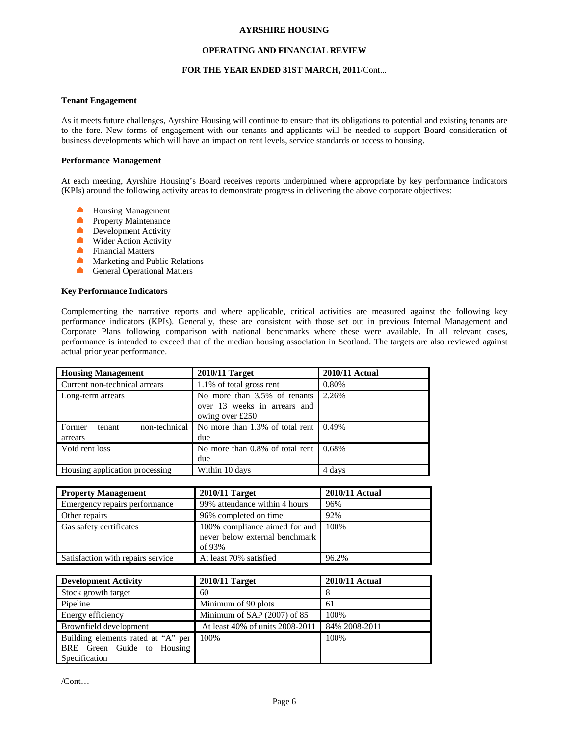**AYRSHIRE HOUSING**

**OPERATING AND FINANCIAL REVIEW**

**FOR THE YEAR ENDED 31ST MARCH, 2011**/Cont...

**Tenant Engagement**

As it meets future challenges, Ayrshire Housing will continue to ensure that its obligations to potential and existing tenants are to the fore. New forms of engagement with our tenants and applicants will be needed to support Board consideration of business developments which will have an impact on rent levels, service standards or access to housing.

**Performance Management**

At each meeting, Ayrshire Housing's Board receives reports underpinned where appropriate by key performance indicators (KPIs) around the following activity areas to demonstrate progress in delivering the above corporate objectives:

- Housing Management
- Property Maintenance
- Development Activity
- Wider Action Activity
- Financial Matters
- Marketing and Public Relations
- General Operational Matters

**Key Performance Indicators**

Complementing the narrative reports and where applicable, critical activities are measured against the following key performance indicators (KPIs). Generally, these are consistent with those set out in previous Internal Management and Corporate Plans following comparison with national benchmarks where these were available. In all relevant cases, performance is intended to exceed that of the median housing association in Scotland. The targets are also reviewed against actual prior year performance.

| Housing Management | 2010/11 Target | 2010/11 Actual |
|---|---|---|
| Current non-technical arrears | 1.1% of total gross rent | 0.80% |
| Long-term arrears | No more than 3.5% of tenants over 13 weeks in arrears and owing over £250 | 2.26% |
| Former tenant non-technical arrears | No more than 1.3% of total rent due | 0.49% |
| Void rent loss | No more than 0.8% of total rent due | 0.68% |
| Housing application processing | Within 10 days | 4 days |

| Property Management | 2010/11 Target | 2010/11 Actual |
|---|---|---|
| Emergency repairs performance | 99% attendance within 4 hours | 96% |
| Other repairs | 96% completed on time | 92% |
| Gas safety certificates | 100% compliance aimed for and never below external benchmark of 93% | 100% |
| Satisfaction with repairs service | At least 70% satisfied | 96.2% |

| Development Activity | 2010/11 Target | 2010/11 Actual |
|---|---|---|
| Stock growth target | 60 | 8 |
| Pipeline | Minimum of 90 plots | 61 |
| Energy efficiency | Minimum of SAP (2007) of 85 | 100% |
| Brownfield development | At least 40% of units 2008-2011 | 84% 2008-2011 |
| Building elements rated at "A" per BRE Green Guide to Housing Specification | 100% | 100% |

/Cont…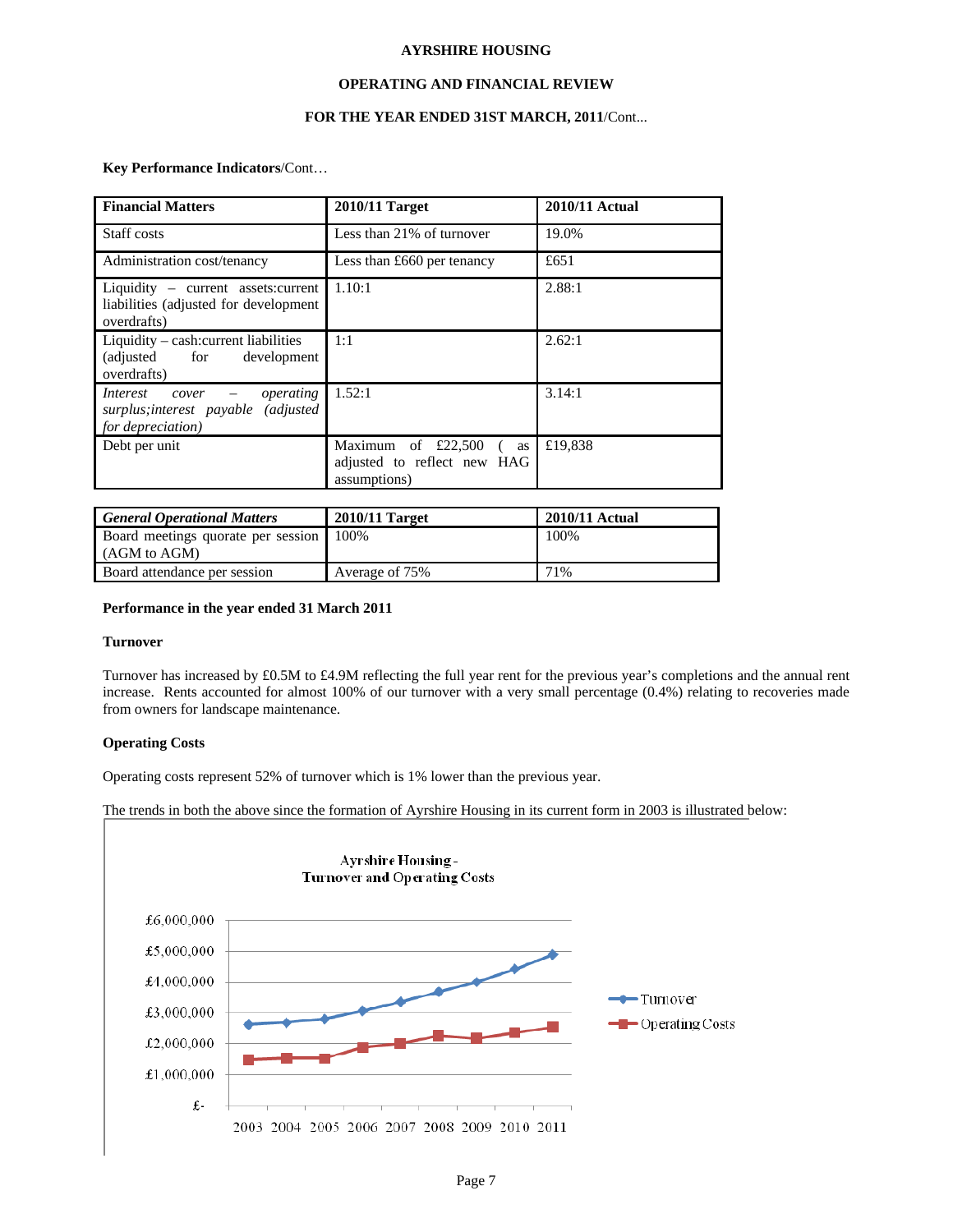**Key Performance Indicators**/Cont…

| Financial Matters | 2010/11 Target | 2010/11 Actual |
|---|---|---|
| Staff costs | Less than 21% of turnover | 19.0% |
| Administration cost/tenancy | Less than £660 per tenancy | £651 |
| Liquidity – current assets:current liabilities (adjusted for development overdrafts) | 1.10:1 | 2.88:1 |
| Liquidity – cash:current liabilities (adjusted for development overdrafts) | 1:1 | 2.62:1 |
| *Interest cover – operating surplus;interest payable (adjusted for depreciation)* | 1.52:1 | 3.14:1 |
| Debt per unit | Maximum of £22,500 ( as adjusted to reflect new HAG assumptions) | £19,838 |

| *General Operational Matters* | 2010/11 Target | 2010/11 Actual |
|---|---|---|
| Board meetings quorate per session (AGM to AGM) | 100% | 100% |
| Board attendance per session | Average of 75% | 71% |

**Performance in the year ended 31 March 2011**

**Turnover**

Turnover has increased by £0.5M to £4.9M reflecting the full year rent for the previous year's completions and the annual rent increase. Rents accounted for almost 100% of our turnover with a very small percentage (0.4%) relating to recoveries made from owners for landscape maintenance.

**Operating Costs**

Operating costs represent 52% of turnover which is 1% lower than the previous year.

The trends in both the above since the formation of Ayrshire Housing in its current form in 2003 is illustrated below:

Ayrshire Housing - Turnover and Operating Costs

| Year | Turnover | Operating Costs |
|---|---|---|
| 2003 | ~£2,600,000 | ~£1,480,000 |
| 2004 | ~£2,680,000 | ~£1,520,000 |
| 2005 | ~£2,780,000 | ~£1,520,000 |
| 2006 | ~£3,050,000 | ~£1,870,000 |
| 2007 | ~£3,350,000 | ~£2,000,000 |
| 2008 | ~£3,680,000 | ~£2,250,000 |
| 2009 | ~£4,000,000 | ~£2,180,000 |
| 2010 | ~£4,420,000 | ~£2,360,000 |
| 2011 | ~£4,880,000 | ~£2,530,000 |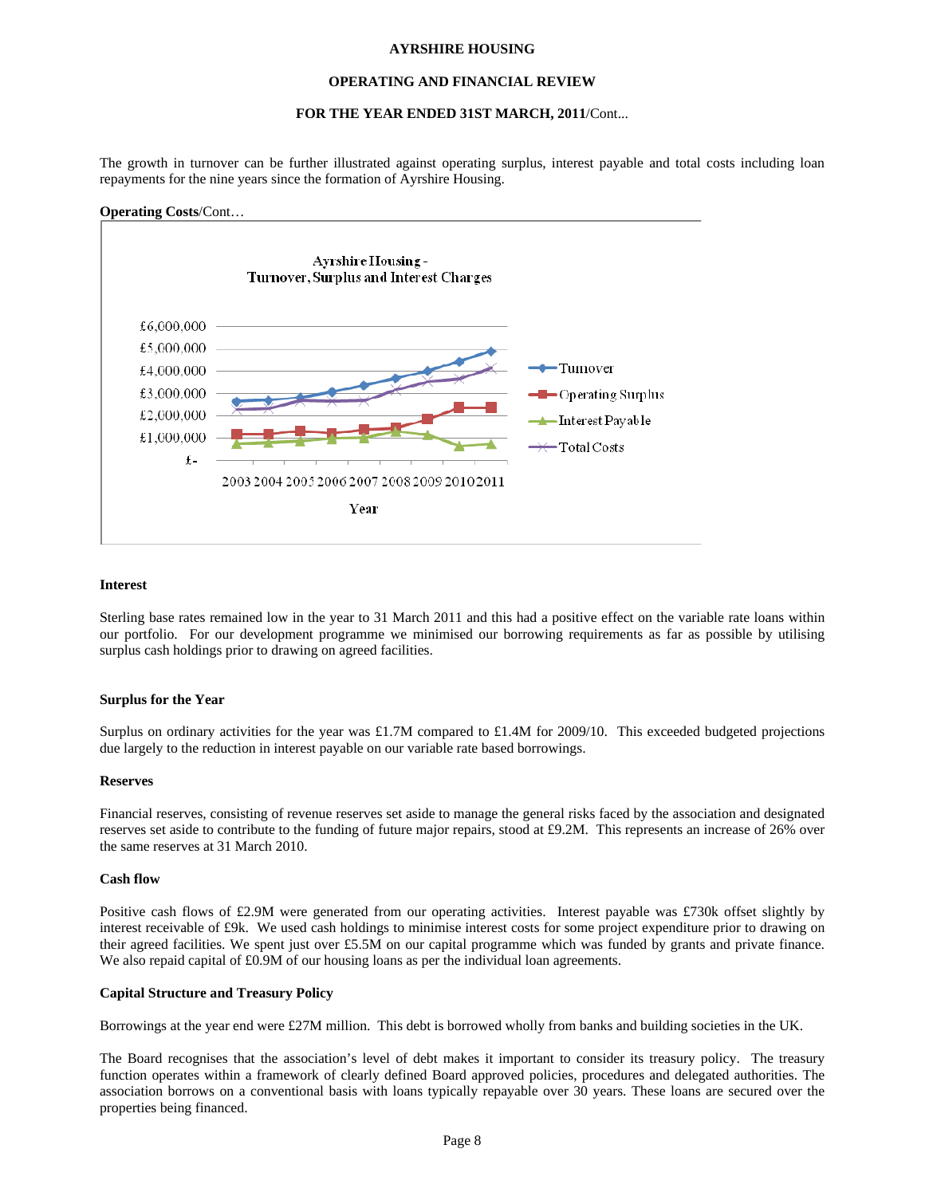The growth in turnover can be further illustrated against operating surplus, interest payable and total costs including loan repayments for the nine years since the formation of Ayrshire Housing.

**Operating Costs**/Cont…

### Interest

Sterling base rates remained low in the year to 31 March 2011 and this had a positive effect on the variable rate loans within our portfolio. For our development programme we minimised our borrowing requirements as far as possible by utilising surplus cash holdings prior to drawing on agreed facilities.

### Surplus for the Year

Surplus on ordinary activities for the year was £1.7M compared to £1.4M for 2009/10. This exceeded budgeted projections due largely to the reduction in interest payable on our variable rate based borrowings.

### Reserves

Financial reserves, consisting of revenue reserves set aside to manage the general risks faced by the association and designated reserves set aside to contribute to the funding of future major repairs, stood at £9.2M. This represents an increase of 26% over the same reserves at 31 March 2010.

### Cash flow

Positive cash flows of £2.9M were generated from our operating activities. Interest payable was £730k offset slightly by interest receivable of £9k. We used cash holdings to minimise interest costs for some project expenditure prior to drawing on their agreed facilities. We spent just over £5.5M on our capital programme which was funded by grants and private finance. We also repaid capital of £0.9M of our housing loans as per the individual loan agreements.

### Capital Structure and Treasury Policy

Borrowings at the year end were £27M million. This debt is borrowed wholly from banks and building societies in the UK.

The Board recognises that the association's level of debt makes it important to consider its treasury policy. The treasury function operates within a framework of clearly defined Board approved policies, procedures and delegated authorities. The association borrows on a conventional basis with loans typically repayable over 30 years. These loans are secured over the properties being financed.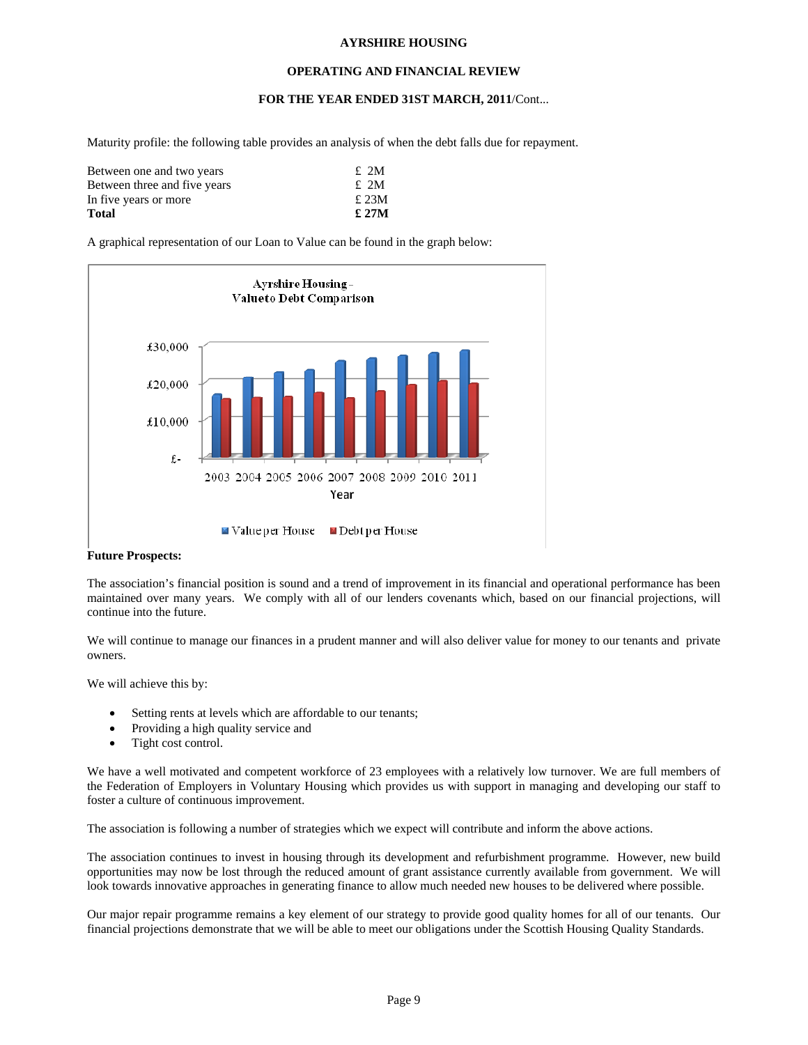Maturity profile: the following table provides an analysis of when the debt falls due for repayment.

| | |
|---|---|
| Between one and two years | £ 2M |
| Between three and five years | £ 2M |
| In five years or more | £ 23M |
| **Total** | **£ 27M** |

A graphical representation of our Loan to Value can be found in the graph below:

**Future Prospects:**

The association's financial position is sound and a trend of improvement in its financial and operational performance has been maintained over many years. We comply with all of our lenders covenants which, based on our financial projections, will continue into the future.

We will continue to manage our finances in a prudent manner and will also deliver value for money to our tenants and private owners.

We will achieve this by:

- Setting rents at levels which are affordable to our tenants;
- Providing a high quality service and
- Tight cost control.

We have a well motivated and competent workforce of 23 employees with a relatively low turnover. We are full members of the Federation of Employers in Voluntary Housing which provides us with support in managing and developing our staff to foster a culture of continuous improvement.

The association is following a number of strategies which we expect will contribute and inform the above actions.

The association continues to invest in housing through its development and refurbishment programme. However, new build opportunities may now be lost through the reduced amount of grant assistance currently available from government. We will look towards innovative approaches in generating finance to allow much needed new houses to be delivered where possible.

Our major repair programme remains a key element of our strategy to provide good quality homes for all of our tenants. Our financial projections demonstrate that we will be able to meet our obligations under the Scottish Housing Quality Standards.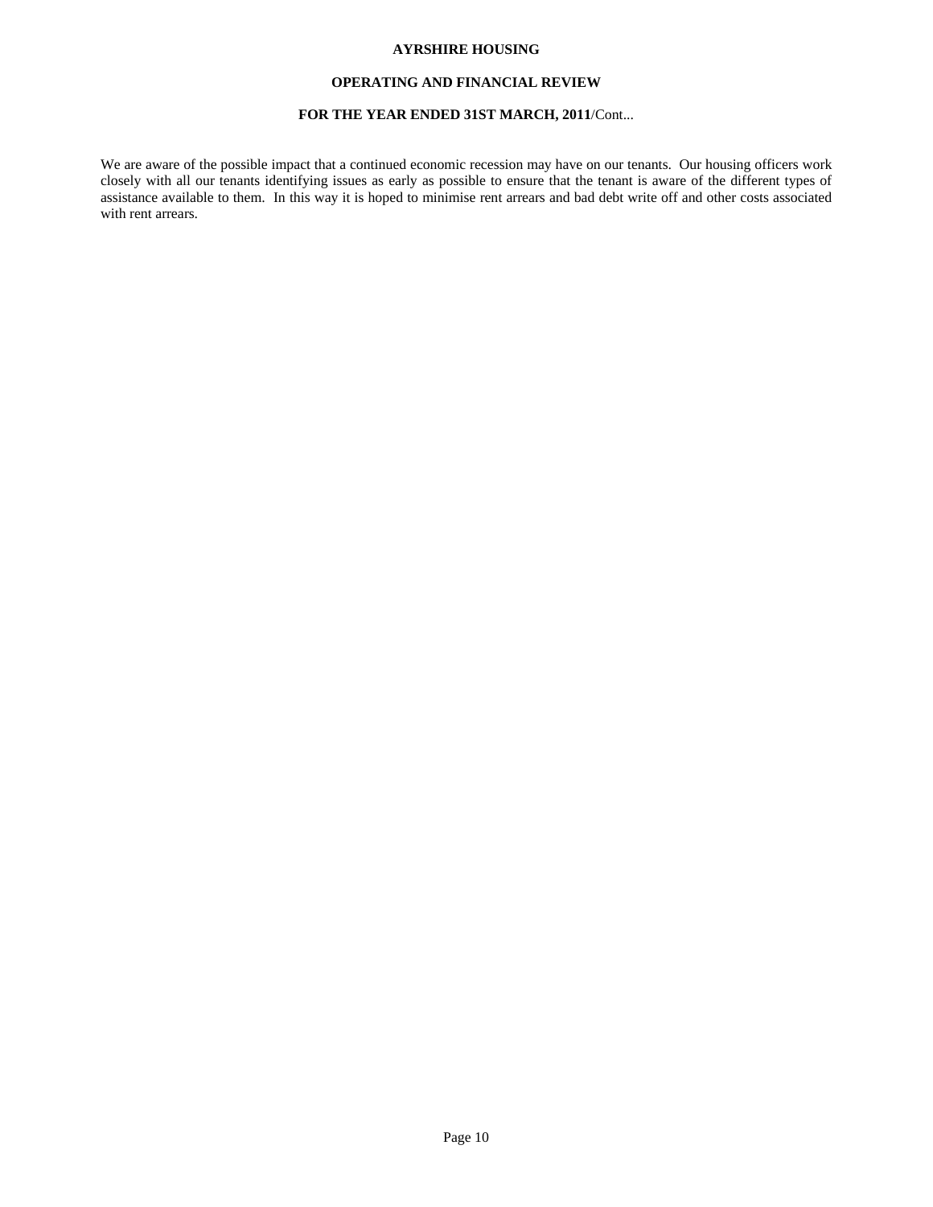We are aware of the possible impact that a continued economic recession may have on our tenants. Our housing officers work closely with all our tenants identifying issues as early as possible to ensure that the tenant is aware of the different types of assistance available to them. In this way it is hoped to minimise rent arrears and bad debt write off and other costs associated with rent arrears.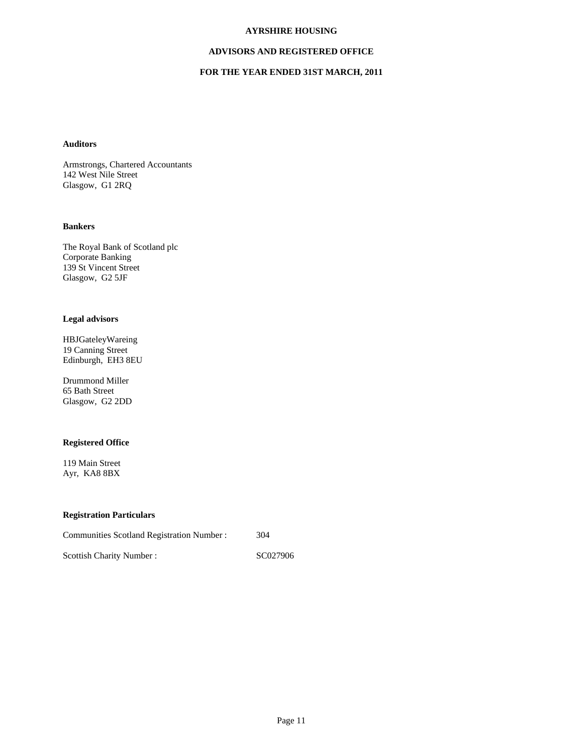**AYRSHIRE HOUSING**

**ADVISORS AND REGISTERED OFFICE**

**FOR THE YEAR ENDED 31ST MARCH, 2011**

**Auditors**

Armstrongs, Chartered Accountants
142 West Nile Street
Glasgow, G1 2RQ

**Bankers**

The Royal Bank of Scotland plc
Corporate Banking
139 St Vincent Street
Glasgow, G2 5JF

**Legal advisors**

HBJGateleyWareing
19 Canning Street
Edinburgh, EH3 8EU

Drummond Miller
65 Bath Street
Glasgow, G2 2DD

**Registered Office**

119 Main Street
Ayr, KA8 8BX

**Registration Particulars**

| | |
|---|---|
| Communities Scotland Registration Number : | 304 |
| Scottish Charity Number : | SC027906 |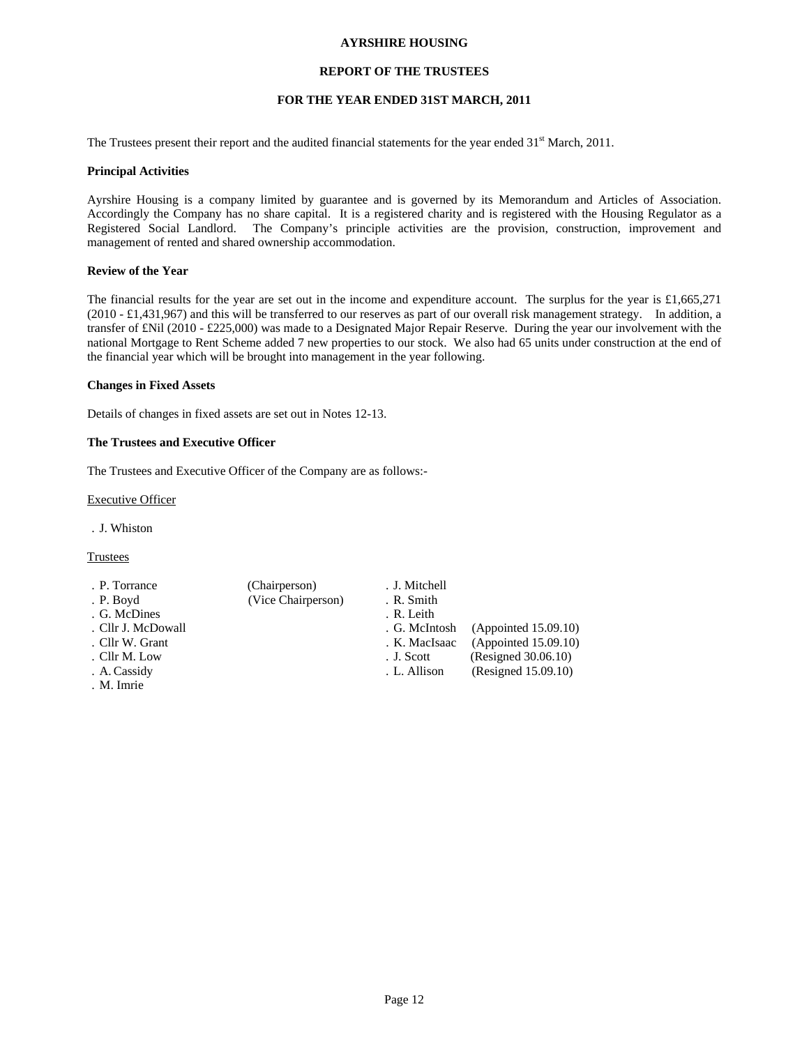# AYRSHIRE HOUSING

## REPORT OF THE TRUSTEES

## FOR THE YEAR ENDED 31ST MARCH, 2011

The Trustees present their report and the audited financial statements for the year ended 31st March, 2011.

### Principal Activities

Ayrshire Housing is a company limited by guarantee and is governed by its Memorandum and Articles of Association. Accordingly the Company has no share capital. It is a registered charity and is registered with the Housing Regulator as a Registered Social Landlord. The Company's principle activities are the provision, construction, improvement and management of rented and shared ownership accommodation.

### Review of the Year

The financial results for the year are set out in the income and expenditure account. The surplus for the year is £1,665,271 (2010 - £1,431,967) and this will be transferred to our reserves as part of our overall risk management strategy. In addition, a transfer of £Nil (2010 - £225,000) was made to a Designated Major Repair Reserve. During the year our involvement with the national Mortgage to Rent Scheme added 7 new properties to our stock. We also had 65 units under construction at the end of the financial year which will be brought into management in the year following.

### Changes in Fixed Assets

Details of changes in fixed assets are set out in Notes 12-13.

### The Trustees and Executive Officer

The Trustees and Executive Officer of the Company are as follows:-

Executive Officer

. J. Whiston

Trustees

. P. Torrance (Chairperson)
. P. Boyd (Vice Chairperson)
. G. McDines
. Cllr J. McDowall
. Cllr W. Grant
. Cllr M. Low
. A. Cassidy
. M. Imrie
. J. Mitchell
. R. Smith
. R. Leith
. G. McIntosh (Appointed 15.09.10)
. K. MacIsaac (Appointed 15.09.10)
. J. Scott (Resigned 30.06.10)
. L. Allison (Resigned 15.09.10)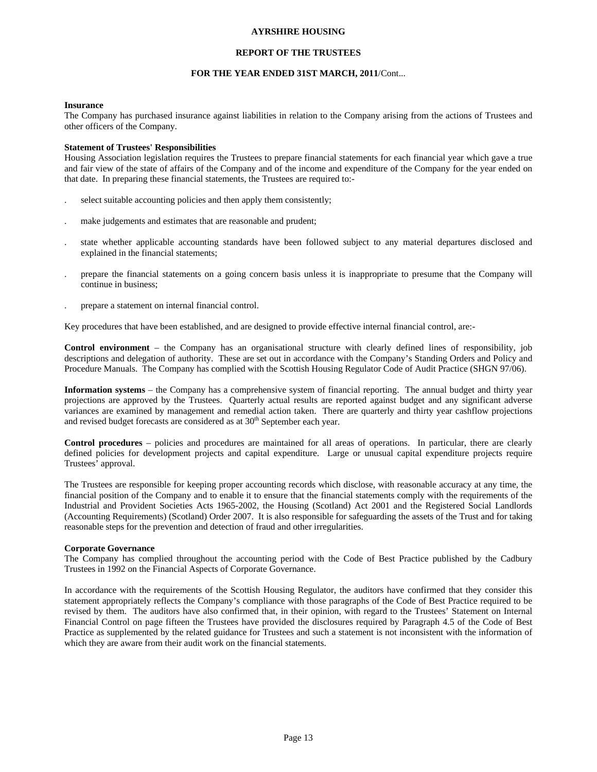**Insurance**
The Company has purchased insurance against liabilities in relation to the Company arising from the actions of Trustees and other officers of the Company.

**Statement of Trustees' Responsibilities**
Housing Association legislation requires the Trustees to prepare financial statements for each financial year which gave a true and fair view of the state of affairs of the Company and of the income and expenditure of the Company for the year ended on that date. In preparing these financial statements, the Trustees are required to:-

- select suitable accounting policies and then apply them consistently;
- make judgements and estimates that are reasonable and prudent;
- state whether applicable accounting standards have been followed subject to any material departures disclosed and explained in the financial statements;
- prepare the financial statements on a going concern basis unless it is inappropriate to presume that the Company will continue in business;
- prepare a statement on internal financial control.

Key procedures that have been established, and are designed to provide effective internal financial control, are:-

**Control environment** – the Company has an organisational structure with clearly defined lines of responsibility, job descriptions and delegation of authority. These are set out in accordance with the Company's Standing Orders and Policy and Procedure Manuals. The Company has complied with the Scottish Housing Regulator Code of Audit Practice (SHGN 97/06).

**Information systems** – the Company has a comprehensive system of financial reporting. The annual budget and thirty year projections are approved by the Trustees. Quarterly actual results are reported against budget and any significant adverse variances are examined by management and remedial action taken. There are quarterly and thirty year cashflow projections and revised budget forecasts are considered as at 30th September each year.

**Control procedures** – policies and procedures are maintained for all areas of operations. In particular, there are clearly defined policies for development projects and capital expenditure. Large or unusual capital expenditure projects require Trustees' approval.

The Trustees are responsible for keeping proper accounting records which disclose, with reasonable accuracy at any time, the financial position of the Company and to enable it to ensure that the financial statements comply with the requirements of the Industrial and Provident Societies Acts 1965-2002, the Housing (Scotland) Act 2001 and the Registered Social Landlords (Accounting Requirements) (Scotland) Order 2007. It is also responsible for safeguarding the assets of the Trust and for taking reasonable steps for the prevention and detection of fraud and other irregularities.

**Corporate Governance**
The Company has complied throughout the accounting period with the Code of Best Practice published by the Cadbury Trustees in 1992 on the Financial Aspects of Corporate Governance.

In accordance with the requirements of the Scottish Housing Regulator, the auditors have confirmed that they consider this statement appropriately reflects the Company's compliance with those paragraphs of the Code of Best Practice required to be revised by them. The auditors have also confirmed that, in their opinion, with regard to the Trustees' Statement on Internal Financial Control on page fifteen the Trustees have provided the disclosures required by Paragraph 4.5 of the Code of Best Practice as supplemented by the related guidance for Trustees and such a statement is not inconsistent with the information of which they are aware from their audit work on the financial statements.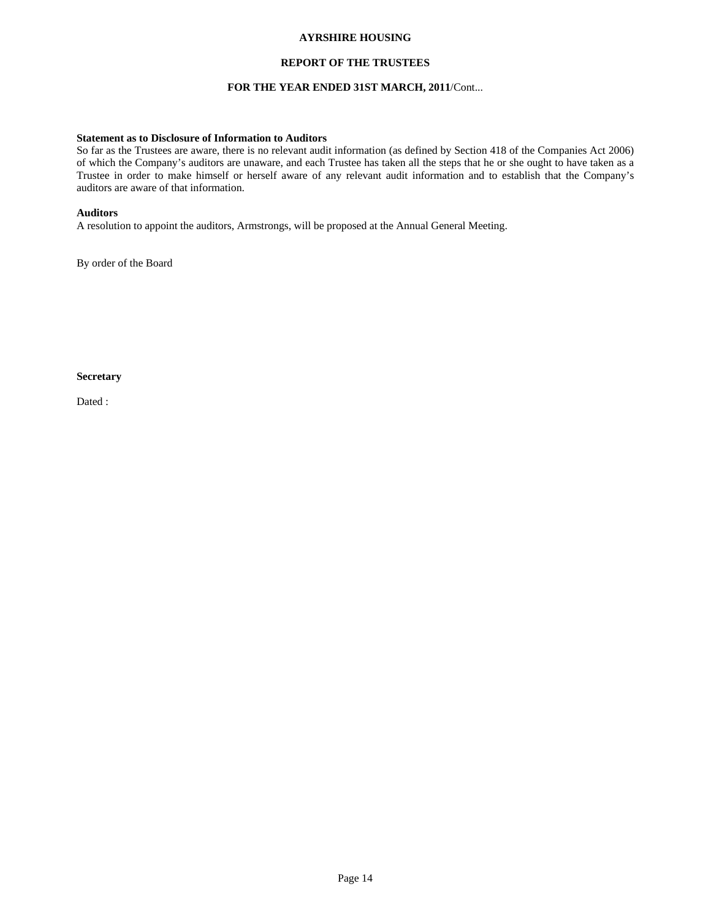**Statement as to Disclosure of Information to Auditors**

So far as the Trustees are aware, there is no relevant audit information (as defined by Section 418 of the Companies Act 2006) of which the Company's auditors are unaware, and each Trustee has taken all the steps that he or she ought to have taken as a Trustee in order to make himself or herself aware of any relevant audit information and to establish that the Company's auditors are aware of that information.

**Auditors**

A resolution to appoint the auditors, Armstrongs, will be proposed at the Annual General Meeting.

By order of the Board

**Secretary**

Dated :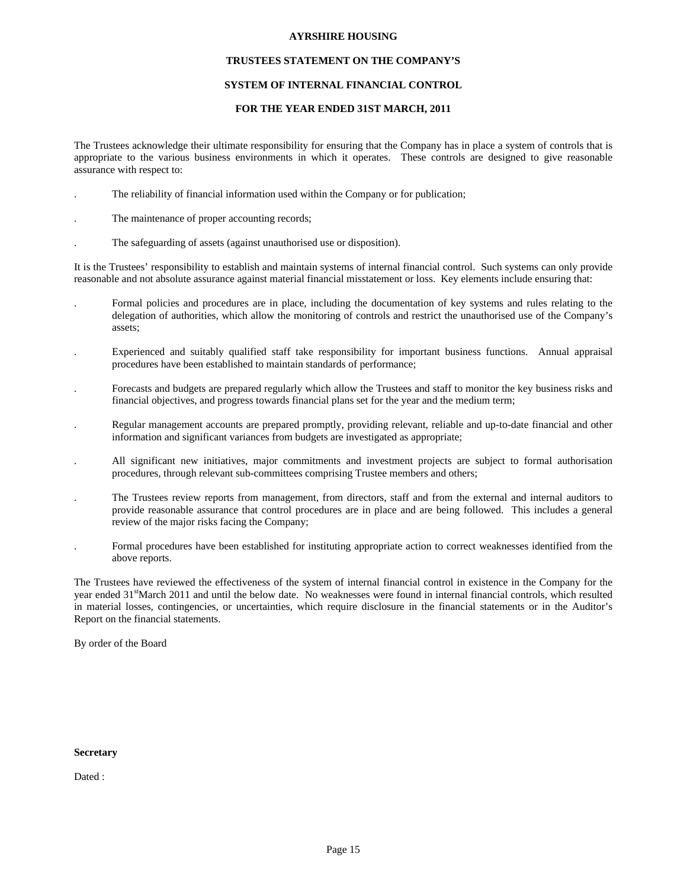**AYRSHIRE HOUSING**

**TRUSTEES STATEMENT ON THE COMPANY'S**

**SYSTEM OF INTERNAL FINANCIAL CONTROL**

**FOR THE YEAR ENDED 31ST MARCH, 2011**

The Trustees acknowledge their ultimate responsibility for ensuring that the Company has in place a system of controls that is appropriate to the various business environments in which it operates. These controls are designed to give reasonable assurance with respect to:

- The reliability of financial information used within the Company or for publication;
- The maintenance of proper accounting records;
- The safeguarding of assets (against unauthorised use or disposition).

It is the Trustees' responsibility to establish and maintain systems of internal financial control. Such systems can only provide reasonable and not absolute assurance against material financial misstatement or loss. Key elements include ensuring that:

- Formal policies and procedures are in place, including the documentation of key systems and rules relating to the delegation of authorities, which allow the monitoring of controls and restrict the unauthorised use of the Company's assets;
- Experienced and suitably qualified staff take responsibility for important business functions. Annual appraisal procedures have been established to maintain standards of performance;
- Forecasts and budgets are prepared regularly which allow the Trustees and staff to monitor the key business risks and financial objectives, and progress towards financial plans set for the year and the medium term;
- Regular management accounts are prepared promptly, providing relevant, reliable and up-to-date financial and other information and significant variances from budgets are investigated as appropriate;
- All significant new initiatives, major commitments and investment projects are subject to formal authorisation procedures, through relevant sub-committees comprising Trustee members and others;
- The Trustees review reports from management, from directors, staff and from the external and internal auditors to provide reasonable assurance that control procedures are in place and are being followed. This includes a general review of the major risks facing the Company;
- Formal procedures have been established for instituting appropriate action to correct weaknesses identified from the above reports.

The Trustees have reviewed the effectiveness of the system of internal financial control in existence in the Company for the year ended 31st March 2011 and until the below date. No weaknesses were found in internal financial controls, which resulted in material losses, contingencies, or uncertainties, which require disclosure in the financial statements or in the Auditor's Report on the financial statements.

By order of the Board

**Secretary**

Dated :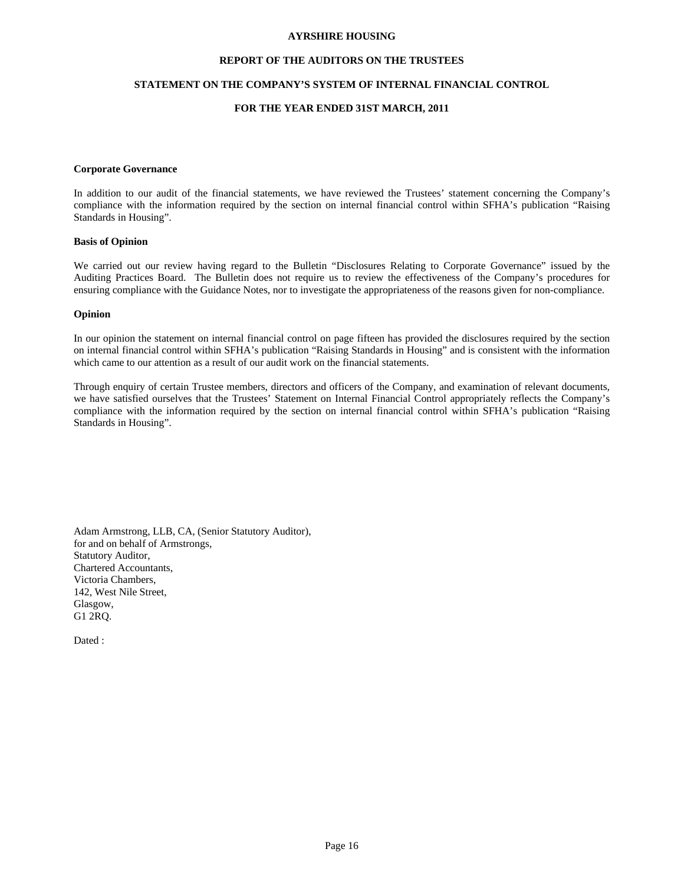**AYRSHIRE HOUSING**

**REPORT OF THE AUDITORS ON THE TRUSTEES**

**STATEMENT ON THE COMPANY'S SYSTEM OF INTERNAL FINANCIAL CONTROL**

**FOR THE YEAR ENDED 31ST MARCH, 2011**

**Corporate Governance**

In addition to our audit of the financial statements, we have reviewed the Trustees' statement concerning the Company's compliance with the information required by the section on internal financial control within SFHA's publication "Raising Standards in Housing".

**Basis of Opinion**

We carried out our review having regard to the Bulletin "Disclosures Relating to Corporate Governance" issued by the Auditing Practices Board. The Bulletin does not require us to review the effectiveness of the Company's procedures for ensuring compliance with the Guidance Notes, nor to investigate the appropriateness of the reasons given for non-compliance.

**Opinion**

In our opinion the statement on internal financial control on page fifteen has provided the disclosures required by the section on internal financial control within SFHA's publication "Raising Standards in Housing" and is consistent with the information which came to our attention as a result of our audit work on the financial statements.

Through enquiry of certain Trustee members, directors and officers of the Company, and examination of relevant documents, we have satisfied ourselves that the Trustees' Statement on Internal Financial Control appropriately reflects the Company's compliance with the information required by the section on internal financial control within SFHA's publication "Raising Standards in Housing".

Adam Armstrong, LLB, CA, (Senior Statutory Auditor),
for and on behalf of Armstrongs,
Statutory Auditor,
Chartered Accountants,
Victoria Chambers,
142, West Nile Street,
Glasgow,
G1 2RQ.

Dated :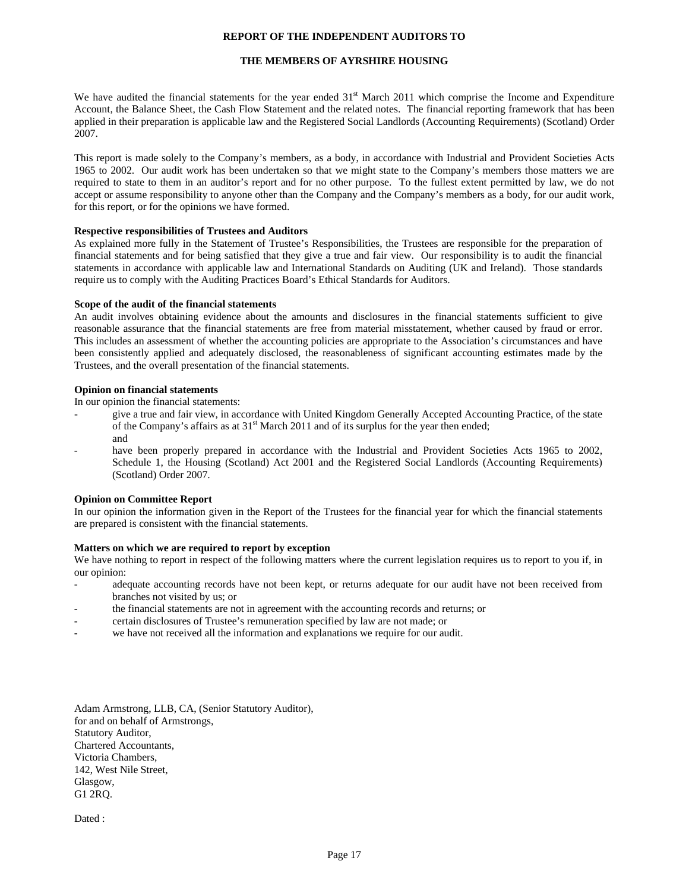**REPORT OF THE INDEPENDENT AUDITORS TO**

**THE MEMBERS OF AYRSHIRE HOUSING**

We have audited the financial statements for the year ended 31st March 2011 which comprise the Income and Expenditure Account, the Balance Sheet, the Cash Flow Statement and the related notes. The financial reporting framework that has been applied in their preparation is applicable law and the Registered Social Landlords (Accounting Requirements) (Scotland) Order 2007.

This report is made solely to the Company's members, as a body, in accordance with Industrial and Provident Societies Acts 1965 to 2002. Our audit work has been undertaken so that we might state to the Company's members those matters we are required to state to them in an auditor's report and for no other purpose. To the fullest extent permitted by law, we do not accept or assume responsibility to anyone other than the Company and the Company's members as a body, for our audit work, for this report, or for the opinions we have formed.

**Respective responsibilities of Trustees and Auditors**

As explained more fully in the Statement of Trustee's Responsibilities, the Trustees are responsible for the preparation of financial statements and for being satisfied that they give a true and fair view. Our responsibility is to audit the financial statements in accordance with applicable law and International Standards on Auditing (UK and Ireland). Those standards require us to comply with the Auditing Practices Board's Ethical Standards for Auditors.

**Scope of the audit of the financial statements**

An audit involves obtaining evidence about the amounts and disclosures in the financial statements sufficient to give reasonable assurance that the financial statements are free from material misstatement, whether caused by fraud or error. This includes an assessment of whether the accounting policies are appropriate to the Association's circumstances and have been consistently applied and adequately disclosed, the reasonableness of significant accounting estimates made by the Trustees, and the overall presentation of the financial statements.

**Opinion on financial statements**

In our opinion the financial statements:

- give a true and fair view, in accordance with United Kingdom Generally Accepted Accounting Practice, of the state of the Company's affairs as at 31st March 2011 and of its surplus for the year then ended; and
- have been properly prepared in accordance with the Industrial and Provident Societies Acts 1965 to 2002, Schedule 1, the Housing (Scotland) Act 2001 and the Registered Social Landlords (Accounting Requirements) (Scotland) Order 2007.

**Opinion on Committee Report**

In our opinion the information given in the Report of the Trustees for the financial year for which the financial statements are prepared is consistent with the financial statements.

**Matters on which we are required to report by exception**

We have nothing to report in respect of the following matters where the current legislation requires us to report to you if, in our opinion:

- adequate accounting records have not been kept, or returns adequate for our audit have not been received from branches not visited by us; or
- the financial statements are not in agreement with the accounting records and returns; or
- certain disclosures of Trustee's remuneration specified by law are not made; or
- we have not received all the information and explanations we require for our audit.

Adam Armstrong, LLB, CA, (Senior Statutory Auditor),
for and on behalf of Armstrongs,
Statutory Auditor,
Chartered Accountants,
Victoria Chambers,
142, West Nile Street,
Glasgow,
G1 2RQ.

Dated :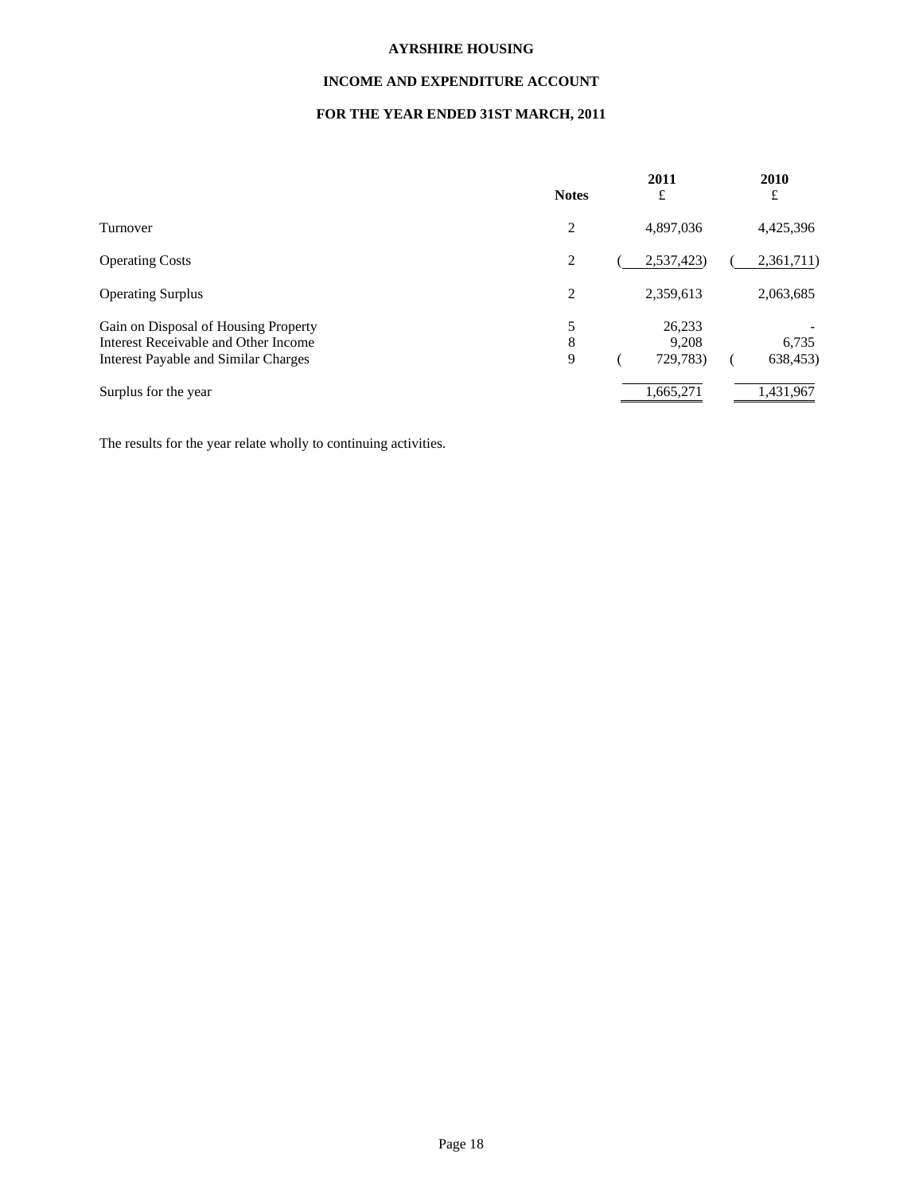**AYRSHIRE HOUSING**

**INCOME AND EXPENDITURE ACCOUNT**

**FOR THE YEAR ENDED 31ST MARCH, 2011**

| | Notes | 2011 £ | 2010 £ |
|---|---|---|---|
| Turnover | 2 | 4,897,036 | 4,425,396 |
| Operating Costs | 2 | ( 2,537,423) | ( 2,361,711) |
| Operating Surplus | 2 | 2,359,613 | 2,063,685 |
| Gain on Disposal of Housing Property | 5 | 26,233 | - |
| Interest Receivable and Other Income | 8 | 9,208 | 6,735 |
| Interest Payable and Similar Charges | 9 | ( 729,783) | ( 638,453) |
| Surplus for the year | | 1,665,271 | 1,431,967 |

The results for the year relate wholly to continuing activities.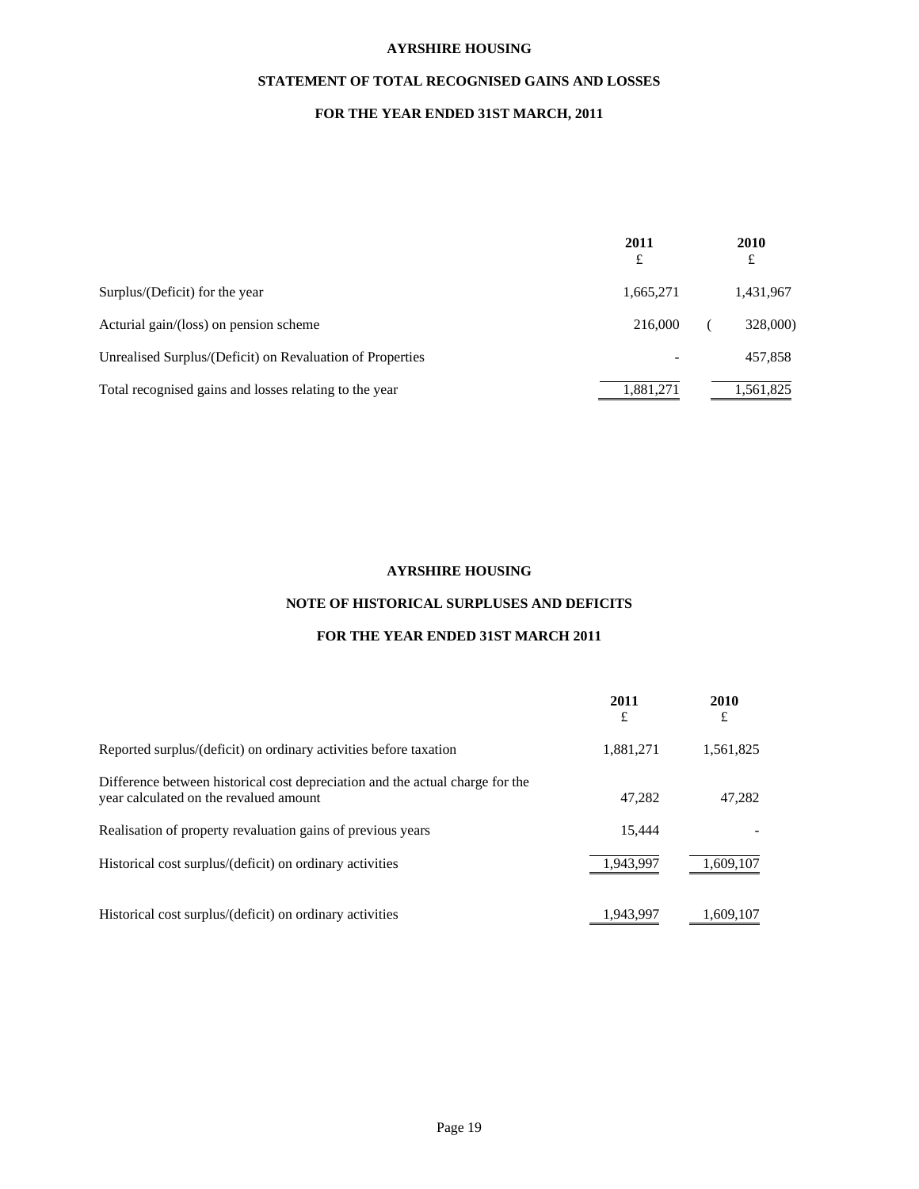## AYRSHIRE HOUSING

## STATEMENT OF TOTAL RECOGNISED GAINS AND LOSSES

## FOR THE YEAR ENDED 31ST MARCH, 2011

| | 2011 £ | 2010 £ |
|---|---|---|
| Surplus/(Deficit) for the year | 1,665,271 | 1,431,967 |
| Acturial gain/(loss) on pension scheme | 216,000 | (328,000) |
| Unrealised Surplus/(Deficit) on Revaluation of Properties | - | 457,858 |
| Total recognised gains and losses relating to the year | 1,881,271 | 1,561,825 |

## AYRSHIRE HOUSING

## NOTE OF HISTORICAL SURPLUSES AND DEFICITS

## FOR THE YEAR ENDED 31ST MARCH 2011

| | 2011 £ | 2010 £ |
|---|---|---|
| Reported surplus/(deficit) on ordinary activities before taxation | 1,881,271 | 1,561,825 |
| Difference between historical cost depreciation and the actual charge for the year calculated on the revalued amount | 47,282 | 47,282 |
| Realisation of property revaluation gains of previous years | 15,444 | - |
| Historical cost surplus/(deficit) on ordinary activities | 1,943,997 | 1,609,107 |
| | | |
| Historical cost surplus/(deficit) on ordinary activities | 1,943,997 | 1,609,107 |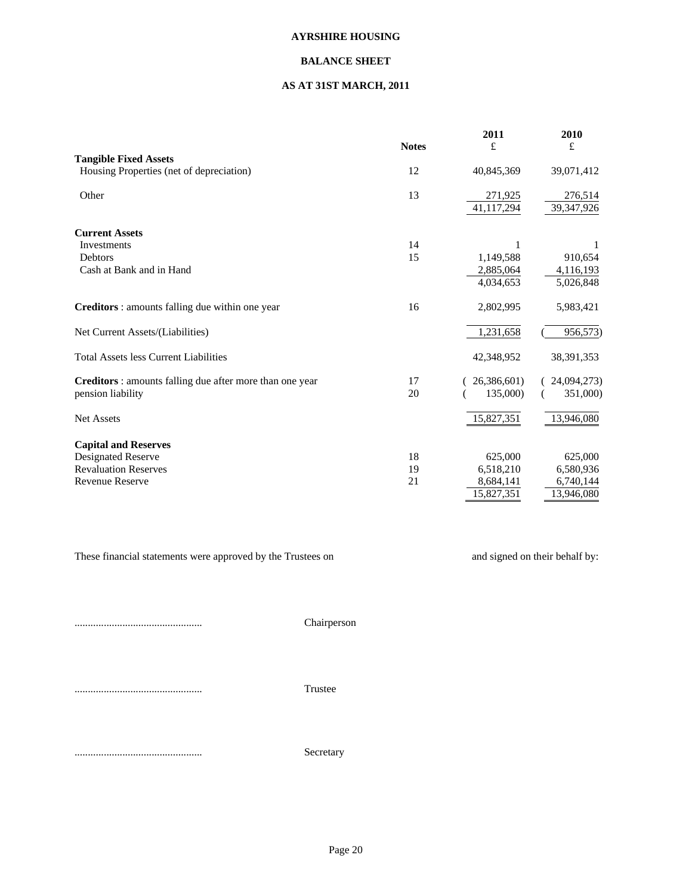# AYRSHIRE HOUSING

## BALANCE SHEET

### AS AT 31ST MARCH, 2011

| | Notes | 2011 £ | 2010 £ |
|---|---|---|---|
| **Tangible Fixed Assets** | | | |
| Housing Properties (net of depreciation) | 12 | 40,845,369 | 39,071,412 |
| Other | 13 | 271,925 | 276,514 |
| | | 41,117,294 | 39,347,926 |
| **Current Assets** | | | |
| Investments | 14 | 1 | 1 |
| Debtors | 15 | 1,149,588 | 910,654 |
| Cash at Bank and in Hand | | 2,885,064 | 4,116,193 |
| | | 4,034,653 | 5,026,848 |
| **Creditors** : amounts falling due within one year | 16 | 2,802,995 | 5,983,421 |
| Net Current Assets/(Liabilities) | | 1,231,658 | ( 956,573) |
| Total Assets less Current Liabilities | | 42,348,952 | 38,391,353 |
| **Creditors** : amounts falling due after more than one year | 17 | ( 26,386,601) | ( 24,094,273) |
| pension liability | 20 | ( 135,000) | ( 351,000) |
| Net Assets | | 15,827,351 | 13,946,080 |
| **Capital and Reserves** | | | |
| Designated Reserve | 18 | 625,000 | 625,000 |
| Revaluation Reserves | 19 | 6,518,210 | 6,580,936 |
| Revenue Reserve | 21 | 8,684,141 | 6,740,144 |
| | | 15,827,351 | 13,946,080 |

These financial statements were approved by the Trustees on and signed on their behalf by:

................................................ Chairperson

................................................ Trustee

................................................ Secretary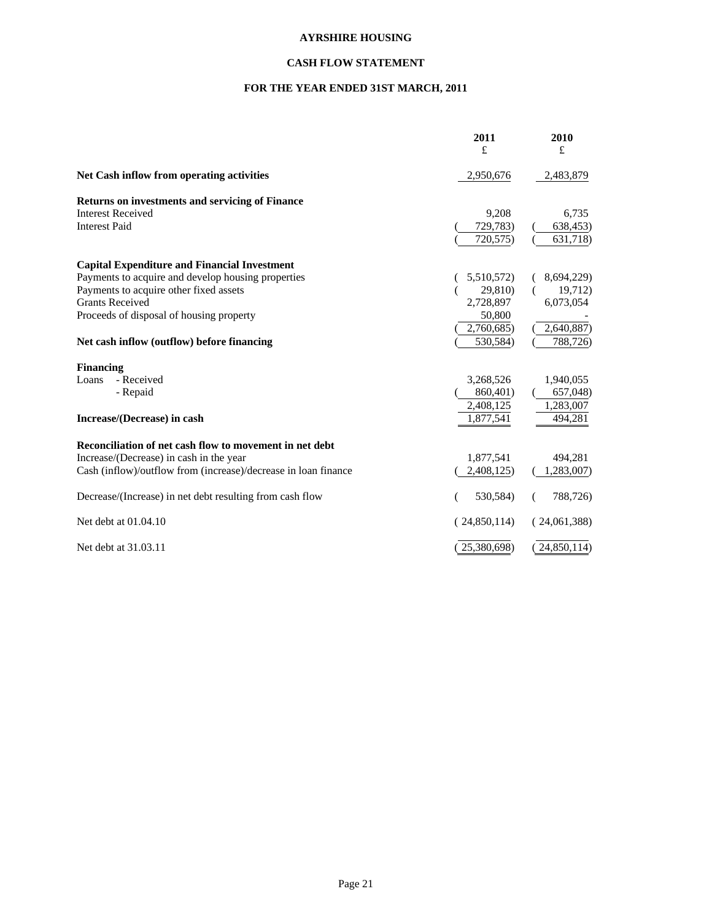# AYRSHIRE HOUSING

## CASH FLOW STATEMENT

### FOR THE YEAR ENDED 31ST MARCH, 2011

| | 2011<br>£ | 2010<br>£ |
|---|---|---|
| **Net Cash inflow from operating activities** | 2,950,676 | 2,483,879 |
| **Returns on investments and servicing of Finance** | | |
| Interest Received | 9,208 | 6,735 |
| Interest Paid | ( 729,783) | ( 638,453) |
| | ( 720,575) | ( 631,718) |
| **Capital Expenditure and Financial Investment** | | |
| Payments to acquire and develop housing properties | ( 5,510,572) | ( 8,694,229) |
| Payments to acquire other fixed assets | ( 29,810) | ( 19,712) |
| Grants Received | 2,728,897 | 6,073,054 |
| Proceeds of disposal of housing property | 50,800 | - |
| | ( 2,760,685) | ( 2,640,887) |
| **Net cash inflow (outflow) before financing** | ( 530,584) | ( 788,726) |
| **Financing** | | |
| Loans - Received | 3,268,526 | 1,940,055 |
| - Repaid | ( 860,401) | ( 657,048) |
| | 2,408,125 | 1,283,007 |
| **Increase/(Decrease) in cash** | 1,877,541 | 494,281 |
| **Reconciliation of net cash flow to movement in net debt** | | |
| Increase/(Decrease) in cash in the year | 1,877,541 | 494,281 |
| Cash (inflow)/outflow from (increase)/decrease in loan finance | ( 2,408,125) | ( 1,283,007) |
| Decrease/(Increase) in net debt resulting from cash flow | ( 530,584) | ( 788,726) |
| Net debt at 01.04.10 | ( 24,850,114) | ( 24,061,388) |
| Net debt at 31.03.11 | ( 25,380,698) | ( 24,850,114) |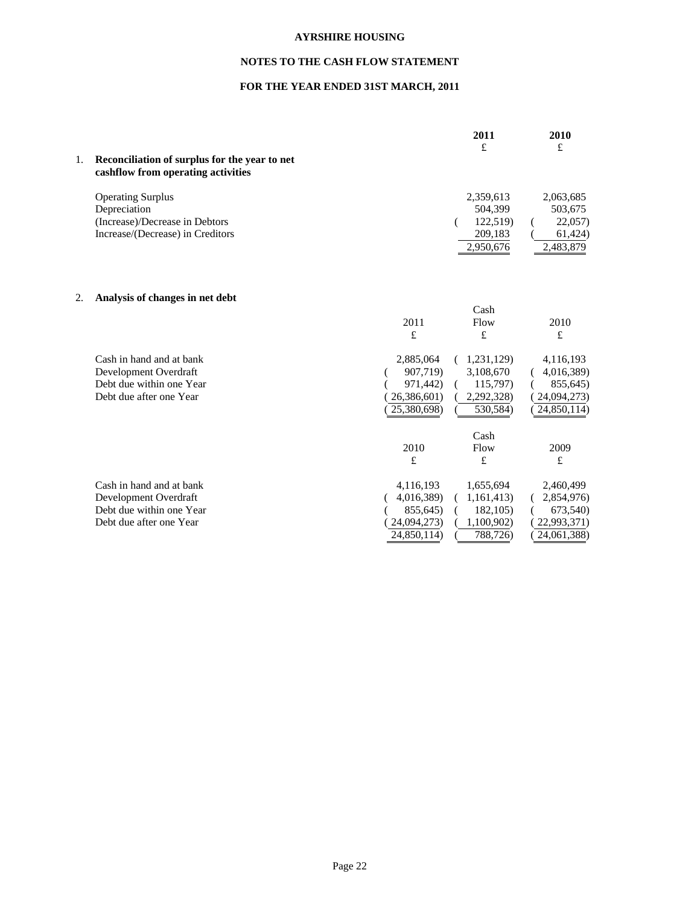**AYRSHIRE HOUSING**

**NOTES TO THE CASH FLOW STATEMENT**

**FOR THE YEAR ENDED 31ST MARCH, 2011**

**1. Reconciliation of surplus for the year to net cashflow from operating activities**

| | 2011<br>£ | 2010<br>£ |
|---|---|---|
| Operating Surplus | 2,359,613 | 2,063,685 |
| Depreciation | 504,399 | 503,675 |
| (Increase)/Decrease in Debtors | ( 122,519) | ( 22,057) |
| Increase/(Decrease) in Creditors | 209,183 | ( 61,424) |
| | 2,950,676 | 2,483,879 |

**2. Analysis of changes in net debt**

| | 2011<br>£ | Cash Flow<br>£ | 2010<br>£ |
|---|---|---|---|
| Cash in hand and at bank | 2,885,064 | ( 1,231,129) | 4,116,193 |
| Development Overdraft | ( 907,719) | 3,108,670 | ( 4,016,389) |
| Debt due within one Year | ( 971,442) | ( 115,797) | ( 855,645) |
| Debt due after one Year | ( 26,386,601) | ( 2,292,328) | ( 24,094,273) |
| | ( 25,380,698) | ( 530,584) | ( 24,850,114) |

| | 2010<br>£ | Cash Flow<br>£ | 2009<br>£ |
|---|---|---|---|
| Cash in hand and at bank | 4,116,193 | 1,655,694 | 2,460,499 |
| Development Overdraft | ( 4,016,389) | ( 1,161,413) | ( 2,854,976) |
| Debt due within one Year | ( 855,645) | ( 182,105) | ( 673,540) |
| Debt due after one Year | ( 24,094,273) | ( 1,100,902) | ( 22,993,371) |
| | 24,850,114) | ( 788,726) | ( 24,061,388) |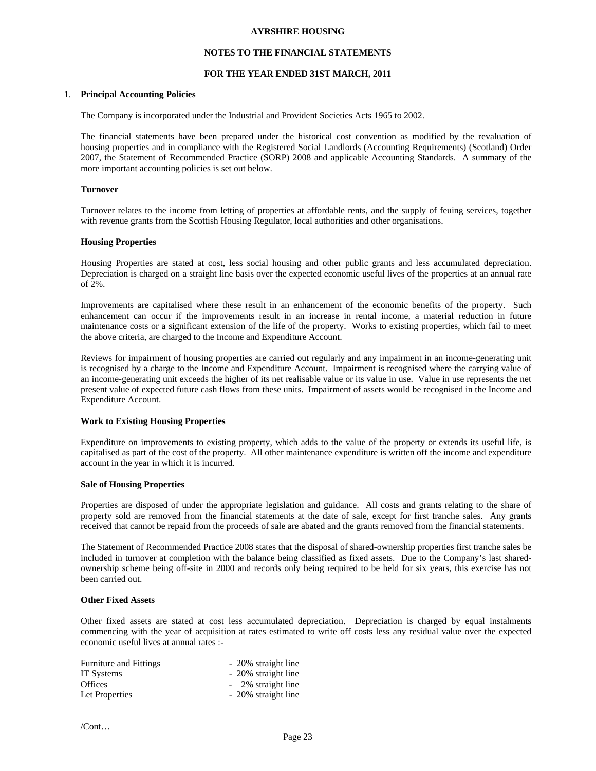# AYRSHIRE HOUSING

## NOTES TO THE FINANCIAL STATEMENTS

## FOR THE YEAR ENDED 31ST MARCH, 2011

1. **Principal Accounting Policies**

The Company is incorporated under the Industrial and Provident Societies Acts 1965 to 2002.

The financial statements have been prepared under the historical cost convention as modified by the revaluation of housing properties and in compliance with the Registered Social Landlords (Accounting Requirements) (Scotland) Order 2007, the Statement of Recommended Practice (SORP) 2008 and applicable Accounting Standards. A summary of the more important accounting policies is set out below.

**Turnover**

Turnover relates to the income from letting of properties at affordable rents, and the supply of feuing services, together with revenue grants from the Scottish Housing Regulator, local authorities and other organisations.

**Housing Properties**

Housing Properties are stated at cost, less social housing and other public grants and less accumulated depreciation. Depreciation is charged on a straight line basis over the expected economic useful lives of the properties at an annual rate of 2%.

Improvements are capitalised where these result in an enhancement of the economic benefits of the property. Such enhancement can occur if the improvements result in an increase in rental income, a material reduction in future maintenance costs or a significant extension of the life of the property. Works to existing properties, which fail to meet the above criteria, are charged to the Income and Expenditure Account.

Reviews for impairment of housing properties are carried out regularly and any impairment in an income-generating unit is recognised by a charge to the Income and Expenditure Account. Impairment is recognised where the carrying value of an income-generating unit exceeds the higher of its net realisable value or its value in use. Value in use represents the net present value of expected future cash flows from these units. Impairment of assets would be recognised in the Income and Expenditure Account.

**Work to Existing Housing Properties**

Expenditure on improvements to existing property, which adds to the value of the property or extends its useful life, is capitalised as part of the cost of the property. All other maintenance expenditure is written off the income and expenditure account in the year in which it is incurred.

**Sale of Housing Properties**

Properties are disposed of under the appropriate legislation and guidance. All costs and grants relating to the share of property sold are removed from the financial statements at the date of sale, except for first tranche sales. Any grants received that cannot be repaid from the proceeds of sale are abated and the grants removed from the financial statements.

The Statement of Recommended Practice 2008 states that the disposal of shared-ownership properties first tranche sales be included in turnover at completion with the balance being classified as fixed assets. Due to the Company's last shared-ownership scheme being off-site in 2000 and records only being required to be held for six years, this exercise has not been carried out.

**Other Fixed Assets**

Other fixed assets are stated at cost less accumulated depreciation. Depreciation is charged by equal instalments commencing with the year of acquisition at rates estimated to write off costs less any residual value over the expected economic useful lives at annual rates :-

| | |
|---|---|
| Furniture and Fittings | - 20% straight line |
| IT Systems | - 20% straight line |
| Offices | - 2% straight line |
| Let Properties | - 20% straight line |

/Cont…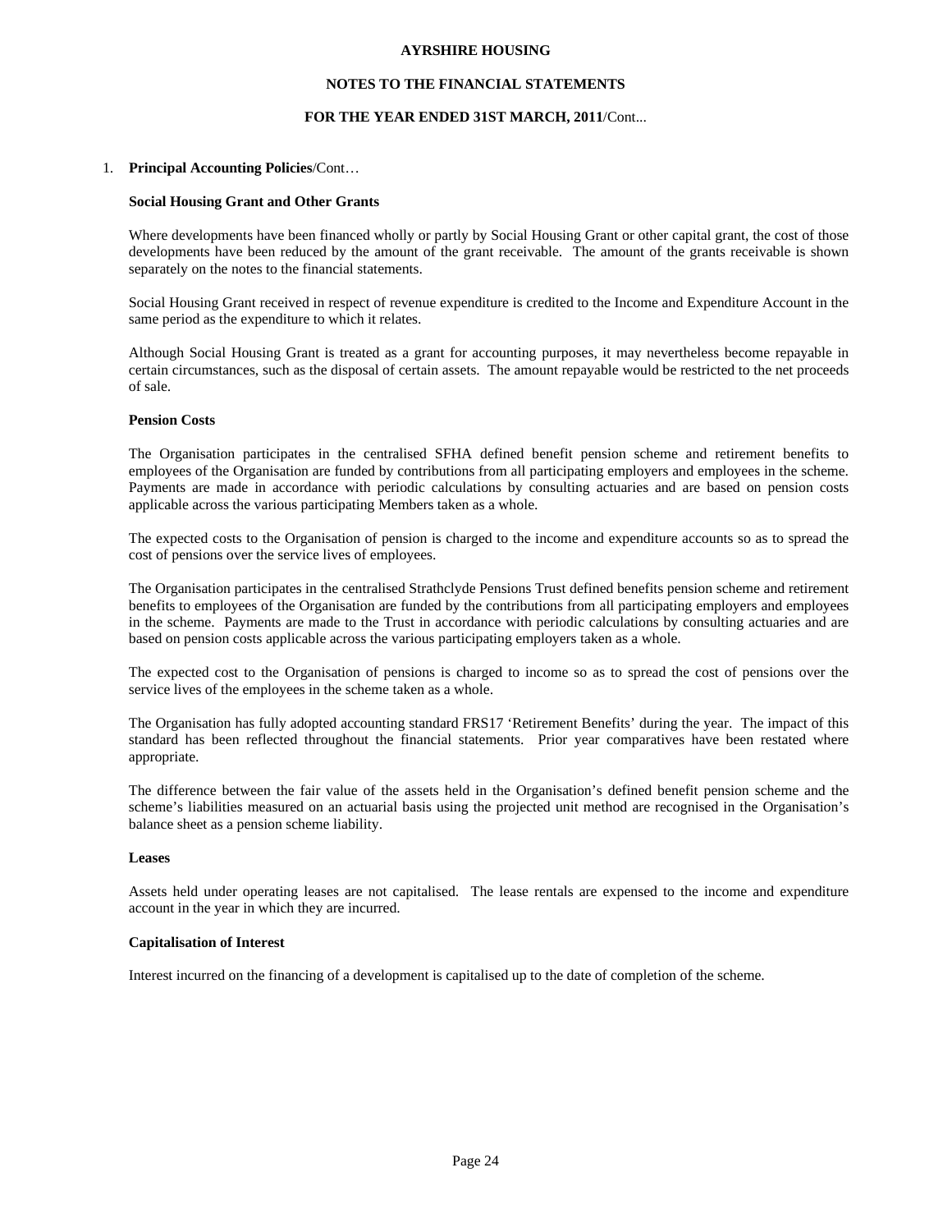1. **Principal Accounting Policies**/Cont…

### Social Housing Grant and Other Grants

Where developments have been financed wholly or partly by Social Housing Grant or other capital grant, the cost of those developments have been reduced by the amount of the grant receivable. The amount of the grants receivable is shown separately on the notes to the financial statements.

Social Housing Grant received in respect of revenue expenditure is credited to the Income and Expenditure Account in the same period as the expenditure to which it relates.

Although Social Housing Grant is treated as a grant for accounting purposes, it may nevertheless become repayable in certain circumstances, such as the disposal of certain assets. The amount repayable would be restricted to the net proceeds of sale.

### Pension Costs

The Organisation participates in the centralised SFHA defined benefit pension scheme and retirement benefits to employees of the Organisation are funded by contributions from all participating employers and employees in the scheme. Payments are made in accordance with periodic calculations by consulting actuaries and are based on pension costs applicable across the various participating Members taken as a whole.

The expected costs to the Organisation of pension is charged to the income and expenditure accounts so as to spread the cost of pensions over the service lives of employees.

The Organisation participates in the centralised Strathclyde Pensions Trust defined benefits pension scheme and retirement benefits to employees of the Organisation are funded by the contributions from all participating employers and employees in the scheme. Payments are made to the Trust in accordance with periodic calculations by consulting actuaries and are based on pension costs applicable across the various participating employers taken as a whole.

The expected cost to the Organisation of pensions is charged to income so as to spread the cost of pensions over the service lives of the employees in the scheme taken as a whole.

The Organisation has fully adopted accounting standard FRS17 'Retirement Benefits' during the year. The impact of this standard has been reflected throughout the financial statements. Prior year comparatives have been restated where appropriate.

The difference between the fair value of the assets held in the Organisation's defined benefit pension scheme and the scheme's liabilities measured on an actuarial basis using the projected unit method are recognised in the Organisation's balance sheet as a pension scheme liability.

### Leases

Assets held under operating leases are not capitalised. The lease rentals are expensed to the income and expenditure account in the year in which they are incurred.

### Capitalisation of Interest

Interest incurred on the financing of a development is capitalised up to the date of completion of the scheme.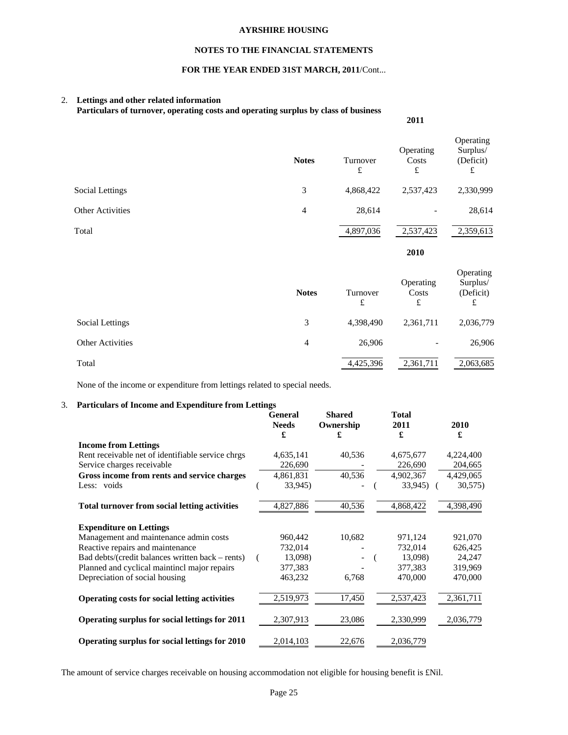## 2. Lettings and other related information

**Particulars of turnover, operating costs and operating surplus by class of business**

**2011**

| | Notes | Turnover £ | Operating Costs £ | Operating Surplus/ (Deficit) £ |
|---|---|---|---|---|
| Social Lettings | 3 | 4,868,422 | 2,537,423 | 2,330,999 |
| Other Activities | 4 | 28,614 | - | 28,614 |
| Total | | 4,897,036 | 2,537,423 | 2,359,613 |

**2010**

| | Notes | Turnover £ | Operating Costs £ | Operating Surplus/ (Deficit) £ |
|---|---|---|---|---|
| Social Lettings | 3 | 4,398,490 | 2,361,711 | 2,036,779 |
| Other Activities | 4 | 26,906 | - | 26,906 |
| Total | | 4,425,396 | 2,361,711 | 2,063,685 |

None of the income or expenditure from lettings related to special needs.

## 3. Particulars of Income and Expenditure from Lettings

| | General Needs £ | Shared Ownership £ | Total 2011 £ | 2010 £ |
|---|---|---|---|---|
| **Income from Lettings** | | | | |
| Rent receivable net of identifiable service chrgs | 4,635,141 | 40,536 | 4,675,677 | 4,224,400 |
| Service charges receivable | 226,690 | - | 226,690 | 204,665 |
| **Gross income from rents and service charges** | 4,861,831 | 40,536 | 4,902,367 | 4,429,065 |
| Less: voids | (33,945) | - | (33,945) | (30,575) |
| **Total turnover from social letting activities** | 4,827,886 | 40,536 | 4,868,422 | 4,398,490 |
| **Expenditure on Lettings** | | | | |
| Management and maintenance admin costs | 960,442 | 10,682 | 971,124 | 921,070 |
| Reactive repairs and maintenance | 732,014 | - | 732,014 | 626,425 |
| Bad debts/(credit balances written back – rents) | (13,098) | - | (13,098) | 24,247 |
| Planned and cyclical maintincl major repairs | 377,383 | - | 377,383 | 319,969 |
| Depreciation of social housing | 463,232 | 6,768 | 470,000 | 470,000 |
| **Operating costs for social letting activities** | 2,519,973 | 17,450 | 2,537,423 | 2,361,711 |
| **Operating surplus for social lettings for 2011** | 2,307,913 | 23,086 | 2,330,999 | 2,036,779 |
| **Operating surplus for social lettings for 2010** | 2,014,103 | 22,676 | 2,036,779 | |

The amount of service charges receivable on housing accommodation not eligible for housing benefit is £Nil.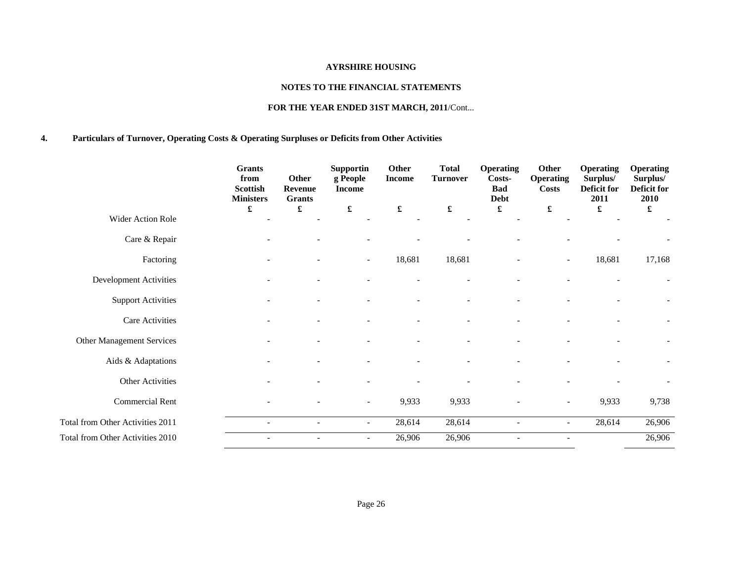**AYRSHIRE HOUSING**

**NOTES TO THE FINANCIAL STATEMENTS**

**FOR THE YEAR ENDED 31ST MARCH, 2011**/Cont...

**4. Particulars of Turnover, Operating Costs & Operating Surpluses or Deficits from Other Activities**

| | Grants from Scottish Ministers | Other Revenue Grants | Supporting People Income | Other Income | Total Turnover | Operating Costs-Bad Debt | Other Operating Costs | Operating Surplus/ Deficit for 2011 | Operating Surplus/ Deficit for 2010 |
|---|---|---|---|---|---|---|---|---|---|
| | £ | £ | £ | £ | £ | £ | £ | £ | £ |
| Wider Action Role | - | - | - | - | - | - | - | - | - |
| Care & Repair | - | - | - | - | - | - | - | - | - |
| Factoring | - | - | - | 18,681 | 18,681 | - | - | 18,681 | 17,168 |
| Development Activities | - | - | - | - | - | - | - | - | - |
| Support Activities | - | - | - | - | - | - | - | - | - |
| Care Activities | - | - | - | - | - | - | - | - | - |
| Other Management Services | - | - | - | - | - | - | - | - | - |
| Aids & Adaptations | - | - | - | - | - | - | - | - | - |
| Other Activities | - | - | - | - | - | - | - | - | - |
| Commercial Rent | - | - | - | 9,933 | 9,933 | - | - | 9,933 | 9,738 |
| Total from Other Activities 2011 | - | - | - | 28,614 | 28,614 | - | - | 28,614 | 26,906 |
| Total from Other Activities 2010 | - | - | - | 26,906 | 26,906 | - | - | | 26,906 |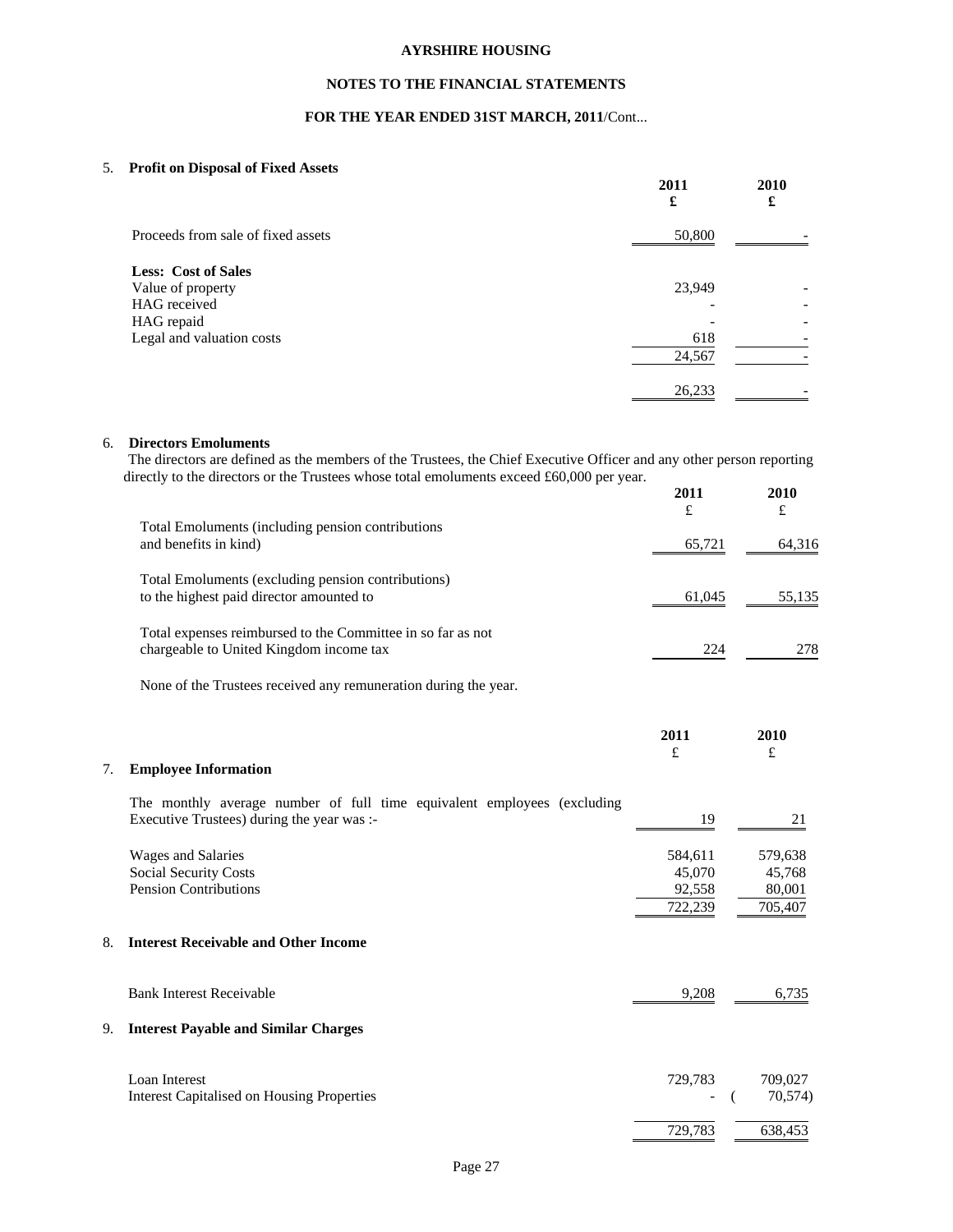# AYRSHIRE HOUSING

## NOTES TO THE FINANCIAL STATEMENTS

## FOR THE YEAR ENDED 31ST MARCH, 2011/Cont...

### 5. Profit on Disposal of Fixed Assets

| | 2011 £ | 2010 £ |
|---|---|---|
| Proceeds from sale of fixed assets | 50,800 | - |
| **Less: Cost of Sales** | | |
| Value of property | 23,949 | - |
| HAG received | - | - |
| HAG repaid | - | - |
| Legal and valuation costs | 618 | - |
| | 24,567 | - |
| | 26,233 | - |

### 6. Directors Emoluments

The directors are defined as the members of the Trustees, the Chief Executive Officer and any other person reporting directly to the directors or the Trustees whose total emoluments exceed £60,000 per year.

| | 2011 £ | 2010 £ |
|---|---|---|
| Total Emoluments (including pension contributions and benefits in kind) | 65,721 | 64,316 |
| Total Emoluments (excluding pension contributions) to the highest paid director amounted to | 61,045 | 55,135 |
| Total expenses reimbursed to the Committee in so far as not chargeable to United Kingdom income tax | 224 | 278 |

None of the Trustees received any remuneration during the year.

### 7. Employee Information

| | 2011 £ | 2010 £ |
|---|---|---|
| The monthly average number of full time equivalent employees (excluding Executive Trustees) during the year was :- | 19 | 21 |
| Wages and Salaries | 584,611 | 579,638 |
| Social Security Costs | 45,070 | 45,768 |
| Pension Contributions | 92,558 | 80,001 |
| | 722,239 | 705,407 |

### 8. Interest Receivable and Other Income

| | 2011 £ | 2010 £ |
|---|---|---|
| Bank Interest Receivable | 9,208 | 6,735 |

### 9. Interest Payable and Similar Charges

| | 2011 £ | 2010 £ |
|---|---|---|
| Loan Interest | 729,783 | 709,027 |
| Interest Capitalised on Housing Properties | - | (70,574) |
| | 729,783 | 638,453 |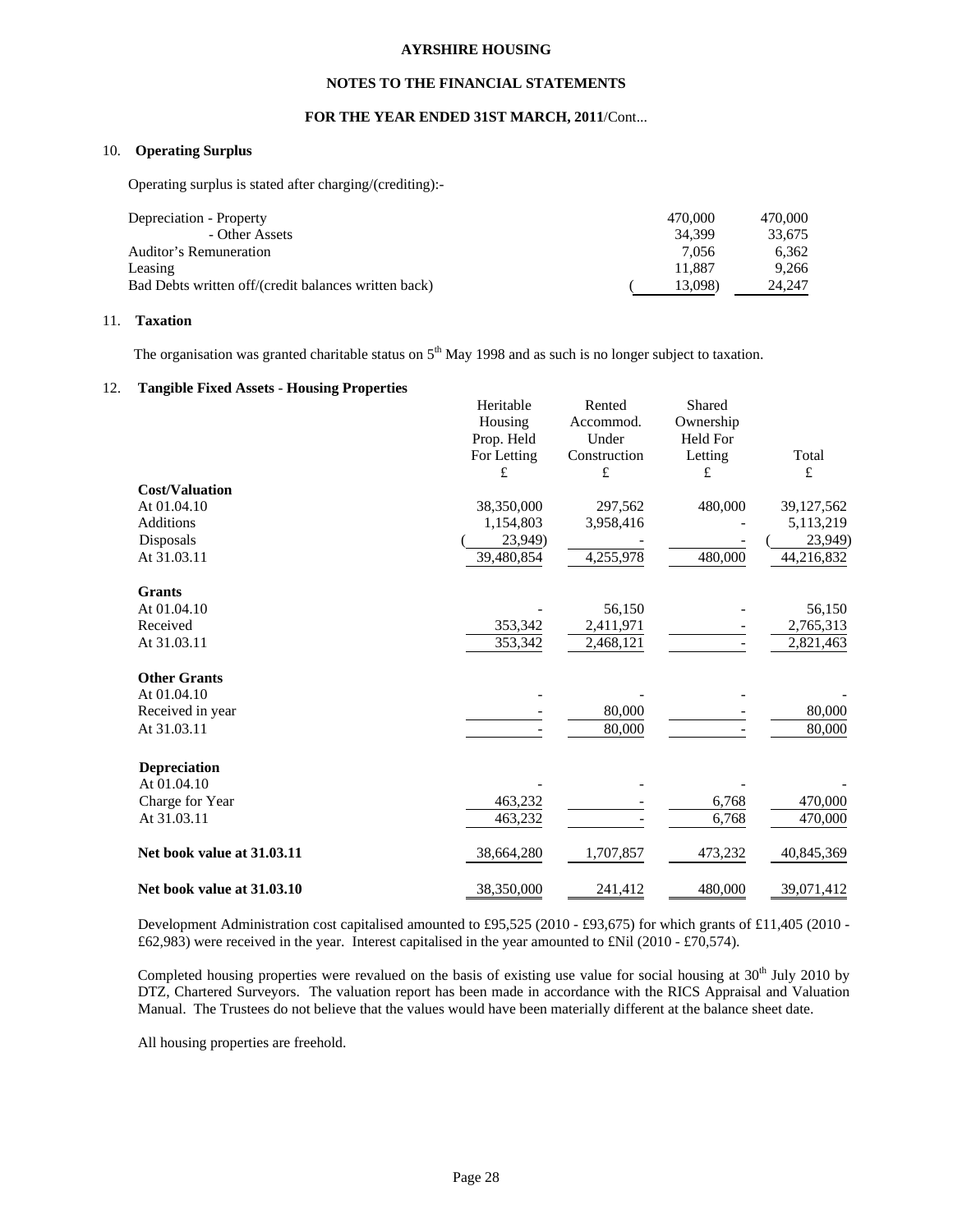**AYRSHIRE HOUSING**

**NOTES TO THE FINANCIAL STATEMENTS**

**FOR THE YEAR ENDED 31ST MARCH, 2011**/Cont...

## 10. Operating Surplus

Operating surplus is stated after charging/(crediting):-

| | | |
|---|---|---|
| Depreciation - Property | 470,000 | 470,000 |
| - Other Assets | 34,399 | 33,675 |
| Auditor's Remuneration | 7,056 | 6,362 |
| Leasing | 11,887 | 9,266 |
| Bad Debts written off/(credit balances written back) | (13,098) | 24,247 |

## 11. Taxation

The organisation was granted charitable status on 5th May 1998 and as such is no longer subject to taxation.

## 12. Tangible Fixed Assets - Housing Properties

| | Heritable Housing Prop. Held For Letting £ | Rented Accommod. Under Construction £ | Shared Ownership Held For Letting £ | Total £ |
|---|---|---|---|---|
| **Cost/Valuation** | | | | |
| At 01.04.10 | 38,350,000 | 297,562 | 480,000 | 39,127,562 |
| Additions | 1,154,803 | 3,958,416 | - | 5,113,219 |
| Disposals | (23,949) | - | - | (23,949) |
| At 31.03.11 | 39,480,854 | 4,255,978 | 480,000 | 44,216,832 |
| **Grants** | | | | |
| At 01.04.10 | - | 56,150 | - | 56,150 |
| Received | 353,342 | 2,411,971 | - | 2,765,313 |
| At 31.03.11 | 353,342 | 2,468,121 | - | 2,821,463 |
| **Other Grants** | | | | |
| At 01.04.10 | - | - | - | - |
| Received in year | - | 80,000 | - | 80,000 |
| At 31.03.11 | - | 80,000 | - | 80,000 |
| **Depreciation** | | | | |
| At 01.04.10 | - | - | - | - |
| Charge for Year | 463,232 | - | 6,768 | 470,000 |
| At 31.03.11 | 463,232 | - | 6,768 | 470,000 |
| **Net book value at 31.03.11** | 38,664,280 | 1,707,857 | 473,232 | 40,845,369 |
| **Net book value at 31.03.10** | 38,350,000 | 241,412 | 480,000 | 39,071,412 |

Development Administration cost capitalised amounted to £95,525 (2010 - £93,675) for which grants of £11,405 (2010 - £62,983) were received in the year. Interest capitalised in the year amounted to £Nil (2010 - £70,574).

Completed housing properties were revalued on the basis of existing use value for social housing at 30th July 2010 by DTZ, Chartered Surveyors. The valuation report has been made in accordance with the RICS Appraisal and Valuation Manual. The Trustees do not believe that the values would have been materially different at the balance sheet date.

All housing properties are freehold.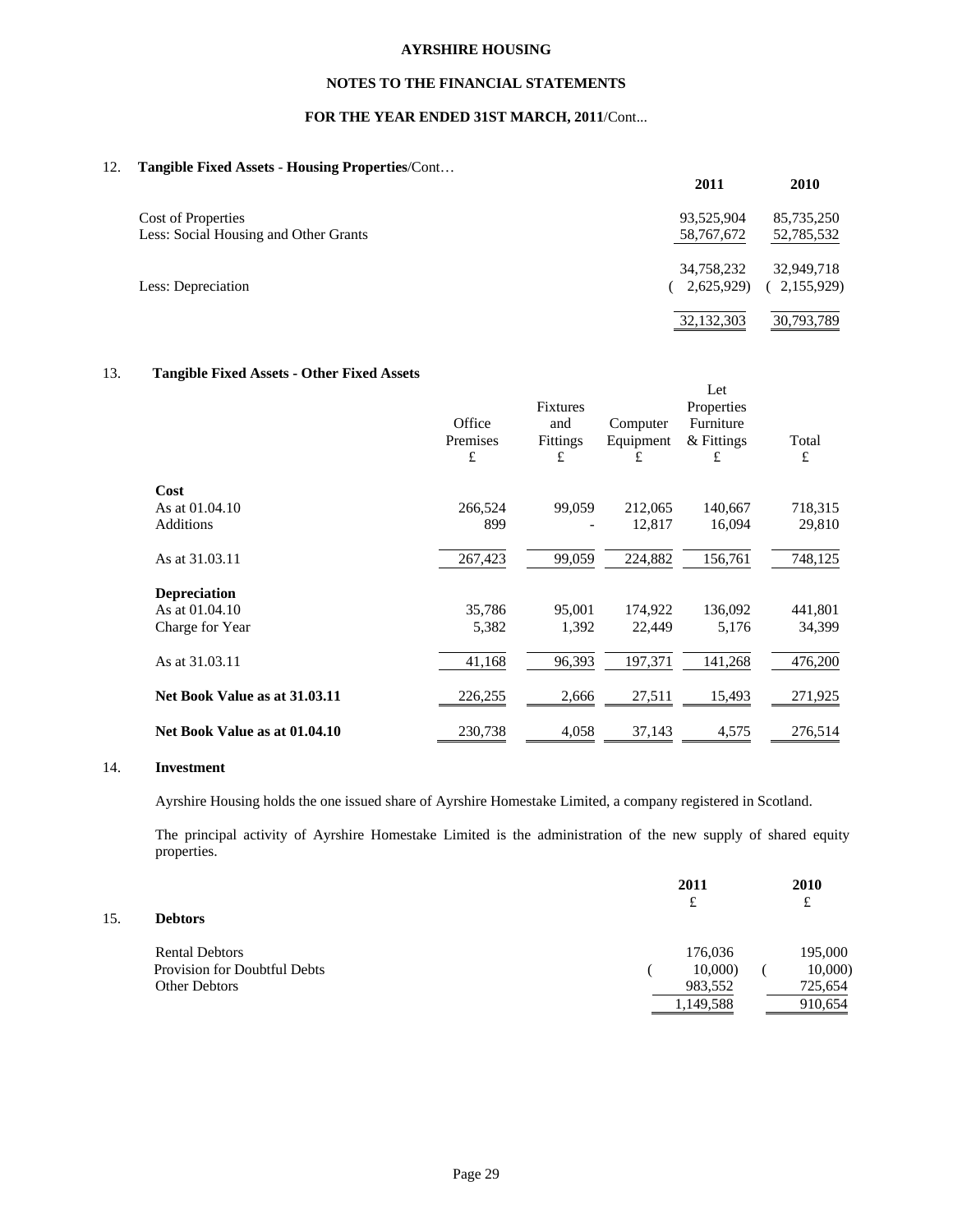AYRSHIRE HOUSING

NOTES TO THE FINANCIAL STATEMENTS

FOR THE YEAR ENDED 31ST MARCH, 2011/Cont...

## 12. Tangible Fixed Assets - Housing Properties/Cont…

| | 2011 | 2010 |
|---|---|---|
| Cost of Properties | 93,525,904 | 85,735,250 |
| Less: Social Housing and Other Grants | 58,767,672 | 52,785,532 |
| | 34,758,232 | 32,949,718 |
| Less: Depreciation | ( 2,625,929) | ( 2,155,929) |
| | 32,132,303 | 30,793,789 |

## 13. Tangible Fixed Assets - Other Fixed Assets

| | Office Premises £ | Fixtures and Fittings £ | Computer Equipment £ | Let Properties Furniture & Fittings £ | Total £ |
|---|---|---|---|---|---|
| **Cost** | | | | | |
| As at 01.04.10 | 266,524 | 99,059 | 212,065 | 140,667 | 718,315 |
| Additions | 899 | - | 12,817 | 16,094 | 29,810 |
| As at 31.03.11 | 267,423 | 99,059 | 224,882 | 156,761 | 748,125 |
| **Depreciation** | | | | | |
| As at 01.04.10 | 35,786 | 95,001 | 174,922 | 136,092 | 441,801 |
| Charge for Year | 5,382 | 1,392 | 22,449 | 5,176 | 34,399 |
| As at 31.03.11 | 41,168 | 96,393 | 197,371 | 141,268 | 476,200 |
| **Net Book Value as at 31.03.11** | 226,255 | 2,666 | 27,511 | 15,493 | 271,925 |
| **Net Book Value as at 01.04.10** | 230,738 | 4,058 | 37,143 | 4,575 | 276,514 |

## 14. Investment

Ayrshire Housing holds the one issued share of Ayrshire Homestake Limited, a company registered in Scotland.

The principal activity of Ayrshire Homestake Limited is the administration of the new supply of shared equity properties.

## 15. Debtors

| | 2011 £ | 2010 £ |
|---|---|---|
| Rental Debtors | 176,036 | 195,000 |
| Provision for Doubtful Debts | ( 10,000) | ( 10,000) |
| Other Debtors | 983,552 | 725,654 |
| | 1,149,588 | 910,654 |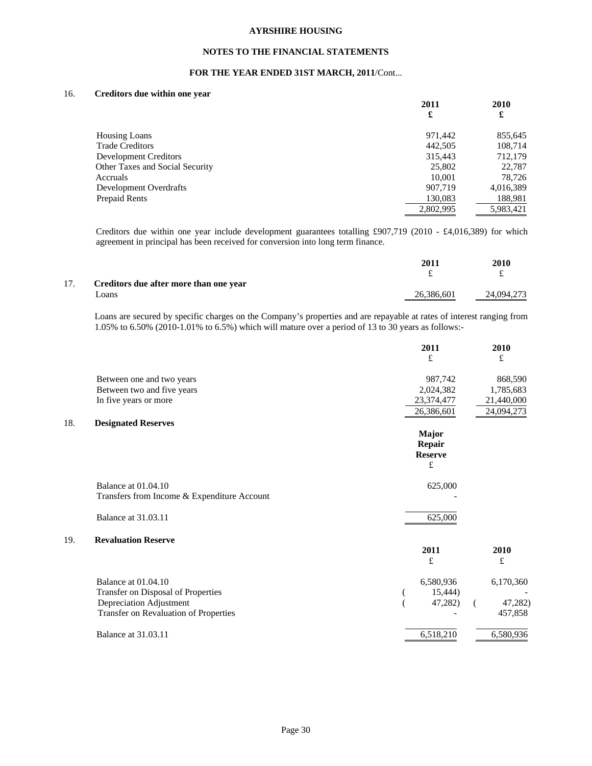**AYRSHIRE HOUSING**

**NOTES TO THE FINANCIAL STATEMENTS**

**FOR THE YEAR ENDED 31ST MARCH, 2011**/Cont...

## 16. Creditors due within one year

| | 2011 £ | 2010 £ |
|---|---|---|
| Housing Loans | 971,442 | 855,645 |
| Trade Creditors | 442,505 | 108,714 |
| Development Creditors | 315,443 | 712,179 |
| Other Taxes and Social Security | 25,802 | 22,787 |
| Accruals | 10,001 | 78,726 |
| Development Overdrafts | 907,719 | 4,016,389 |
| Prepaid Rents | 130,083 | 188,981 |
| | 2,802,995 | 5,983,421 |

Creditors due within one year include development guarantees totalling £907,719 (2010 - £4,016,389) for which agreement in principal has been received for conversion into long term finance.

## 17. Creditors due after more than one year

| | 2011 £ | 2010 £ |
|---|---|---|
| Loans | 26,386,601 | 24,094,273 |

Loans are secured by specific charges on the Company's properties and are repayable at rates of interest ranging from 1.05% to 6.50% (2010-1.01% to 6.5%) which will mature over a period of 13 to 30 years as follows:-

| | 2011 £ | 2010 £ |
|---|---|---|
| Between one and two years | 987,742 | 868,590 |
| Between two and five years | 2,024,382 | 1,785,683 |
| In five years or more | 23,374,477 | 21,440,000 |
| | 26,386,601 | 24,094,273 |

## 18. Designated Reserves

| | Major Repair Reserve £ |
|---|---|
| Balance at 01.04.10 | 625,000 |
| Transfers from Income & Expenditure Account | - |
| Balance at 31.03.11 | 625,000 |

## 19. Revaluation Reserve

| | 2011 £ | 2010 £ |
|---|---|---|
| Balance at 01.04.10 | 6,580,936 | 6,170,360 |
| Transfer on Disposal of Properties | ( 15,444) | - |
| Depreciation Adjustment | ( 47,282) | ( 47,282) |
| Transfer on Revaluation of Properties | - | 457,858 |
| Balance at 31.03.11 | 6,518,210 | 6,580,936 |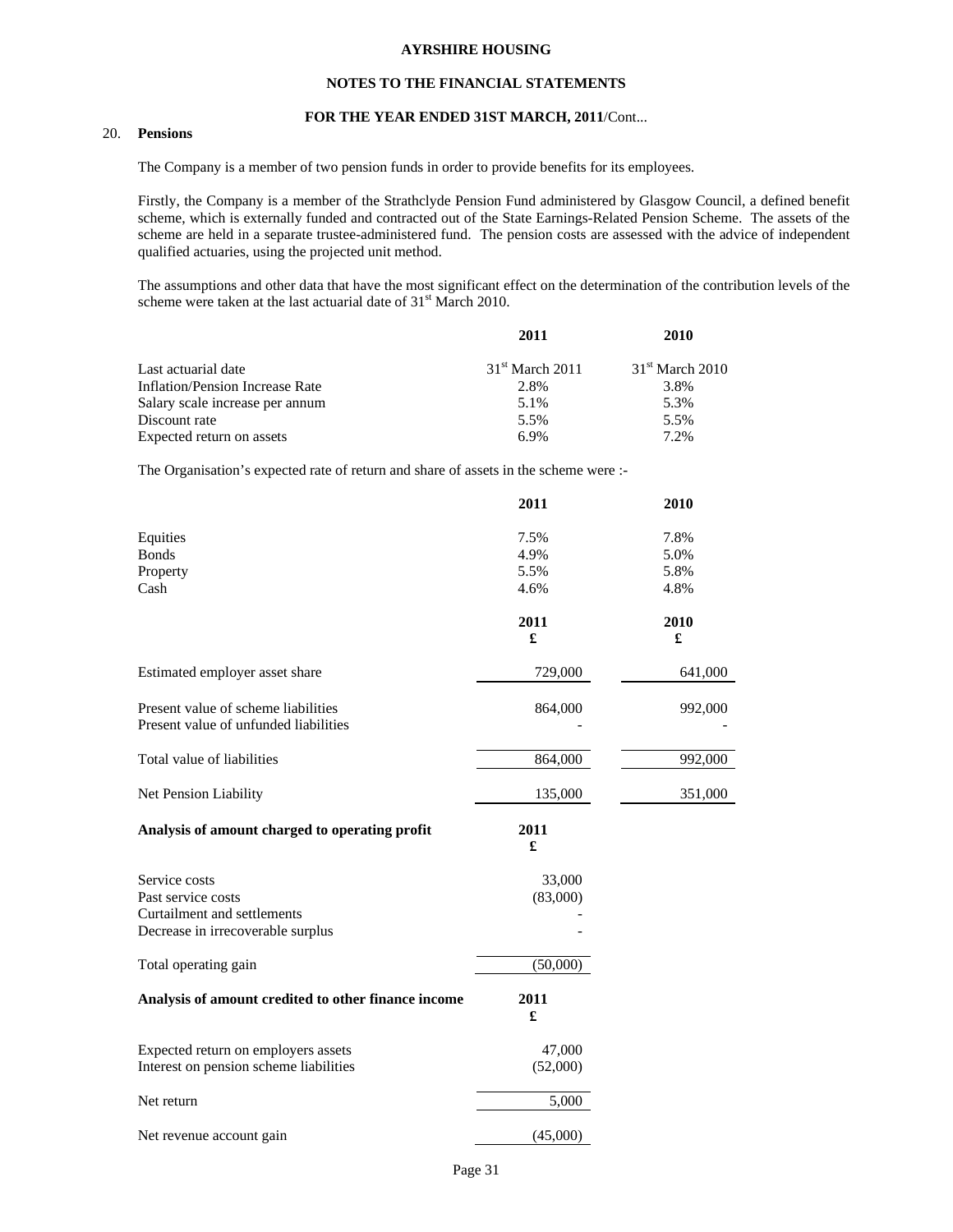**AYRSHIRE HOUSING**

**NOTES TO THE FINANCIAL STATEMENTS**

**FOR THE YEAR ENDED 31ST MARCH, 2011**/Cont...

20. **Pensions**

The Company is a member of two pension funds in order to provide benefits for its employees.

Firstly, the Company is a member of the Strathclyde Pension Fund administered by Glasgow Council, a defined benefit scheme, which is externally funded and contracted out of the State Earnings-Related Pension Scheme. The assets of the scheme are held in a separate trustee-administered fund. The pension costs are assessed with the advice of independent qualified actuaries, using the projected unit method.

The assumptions and other data that have the most significant effect on the determination of the contribution levels of the scheme were taken at the last actuarial date of 31st March 2010.

| | 2011 | 2010 |
|---|---|---|
| Last actuarial date | 31st March 2011 | 31st March 2010 |
| Inflation/Pension Increase Rate | 2.8% | 3.8% |
| Salary scale increase per annum | 5.1% | 5.3% |
| Discount rate | 5.5% | 5.5% |
| Expected return on assets | 6.9% | 7.2% |

The Organisation's expected rate of return and share of assets in the scheme were :-

| | 2011 | 2010 |
|---|---|---|
| Equities | 7.5% | 7.8% |
| Bonds | 4.9% | 5.0% |
| Property | 5.5% | 5.8% |
| Cash | 4.6% | 4.8% |

| | 2011 £ | 2010 £ |
|---|---|---|
| Estimated employer asset share | 729,000 | 641,000 |
| Present value of scheme liabilities | 864,000 | 992,000 |
| Present value of unfunded liabilities | - | - |
| Total value of liabilities | 864,000 | 992,000 |
| Net Pension Liability | 135,000 | 351,000 |

| **Analysis of amount charged to operating profit** | **2011 £** |
|---|---|
| Service costs | 33,000 |
| Past service costs | (83,000) |
| Curtailment and settlements | - |
| Decrease in irrecoverable surplus | - |
| Total operating gain | (50,000) |

| **Analysis of amount credited to other finance income** | **2011 £** |
|---|---|
| Expected return on employers assets | 47,000 |
| Interest on pension scheme liabilities | (52,000) |
| Net return | 5,000 |
| Net revenue account gain | (45,000) |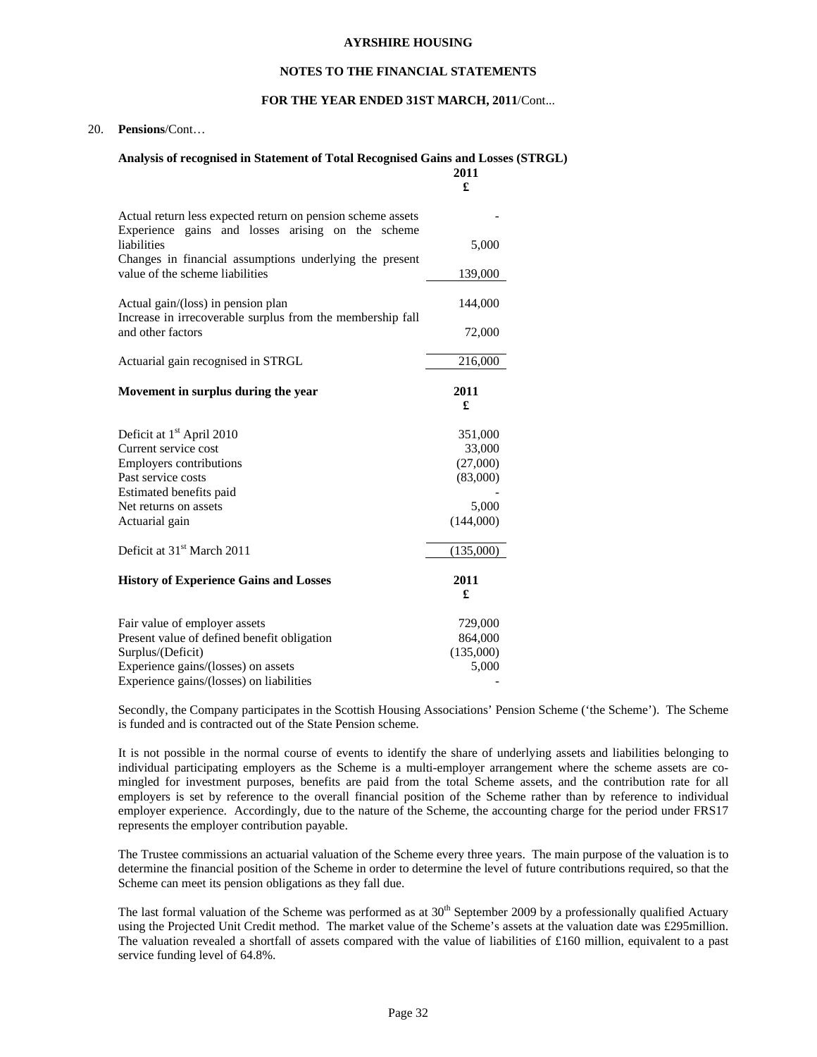20. **Pensions**/Cont…

**Analysis of recognised in Statement of Total Recognised Gains and Losses (STRGL)**

| | 2011 £ |
|---|---|
| Actual return less expected return on pension scheme assets | - |
| Experience gains and losses arising on the scheme liabilities | 5,000 |
| Changes in financial assumptions underlying the present value of the scheme liabilities | 139,000 |
| Actual gain/(loss) in pension plan | 144,000 |
| Increase in irrecoverable surplus from the membership fall and other factors | 72,000 |
| Actuarial gain recognised in STRGL | 216,000 |

**Movement in surplus during the year**

| | 2011 £ |
|---|---|
| Deficit at 1st April 2010 | 351,000 |
| Current service cost | 33,000 |
| Employers contributions | (27,000) |
| Past service costs | (83,000) |
| Estimated benefits paid | - |
| Net returns on assets | 5,000 |
| Actuarial gain | (144,000) |
| Deficit at 31st March 2011 | (135,000) |

**History of Experience Gains and Losses**

| | 2011 £ |
|---|---|
| Fair value of employer assets | 729,000 |
| Present value of defined benefit obligation | 864,000 |
| Surplus/(Deficit) | (135,000) |
| Experience gains/(losses) on assets | 5,000 |
| Experience gains/(losses) on liabilities | - |

Secondly, the Company participates in the Scottish Housing Associations' Pension Scheme ('the Scheme'). The Scheme is funded and is contracted out of the State Pension scheme.

It is not possible in the normal course of events to identify the share of underlying assets and liabilities belonging to individual participating employers as the Scheme is a multi-employer arrangement where the scheme assets are co-mingled for investment purposes, benefits are paid from the total Scheme assets, and the contribution rate for all employers is set by reference to the overall financial position of the Scheme rather than by reference to individual employer experience. Accordingly, due to the nature of the Scheme, the accounting charge for the period under FRS17 represents the employer contribution payable.

The Trustee commissions an actuarial valuation of the Scheme every three years. The main purpose of the valuation is to determine the financial position of the Scheme in order to determine the level of future contributions required, so that the Scheme can meet its pension obligations as they fall due.

The last formal valuation of the Scheme was performed as at 30th September 2009 by a professionally qualified Actuary using the Projected Unit Credit method. The market value of the Scheme's assets at the valuation date was £295million. The valuation revealed a shortfall of assets compared with the value of liabilities of £160 million, equivalent to a past service funding level of 64.8%.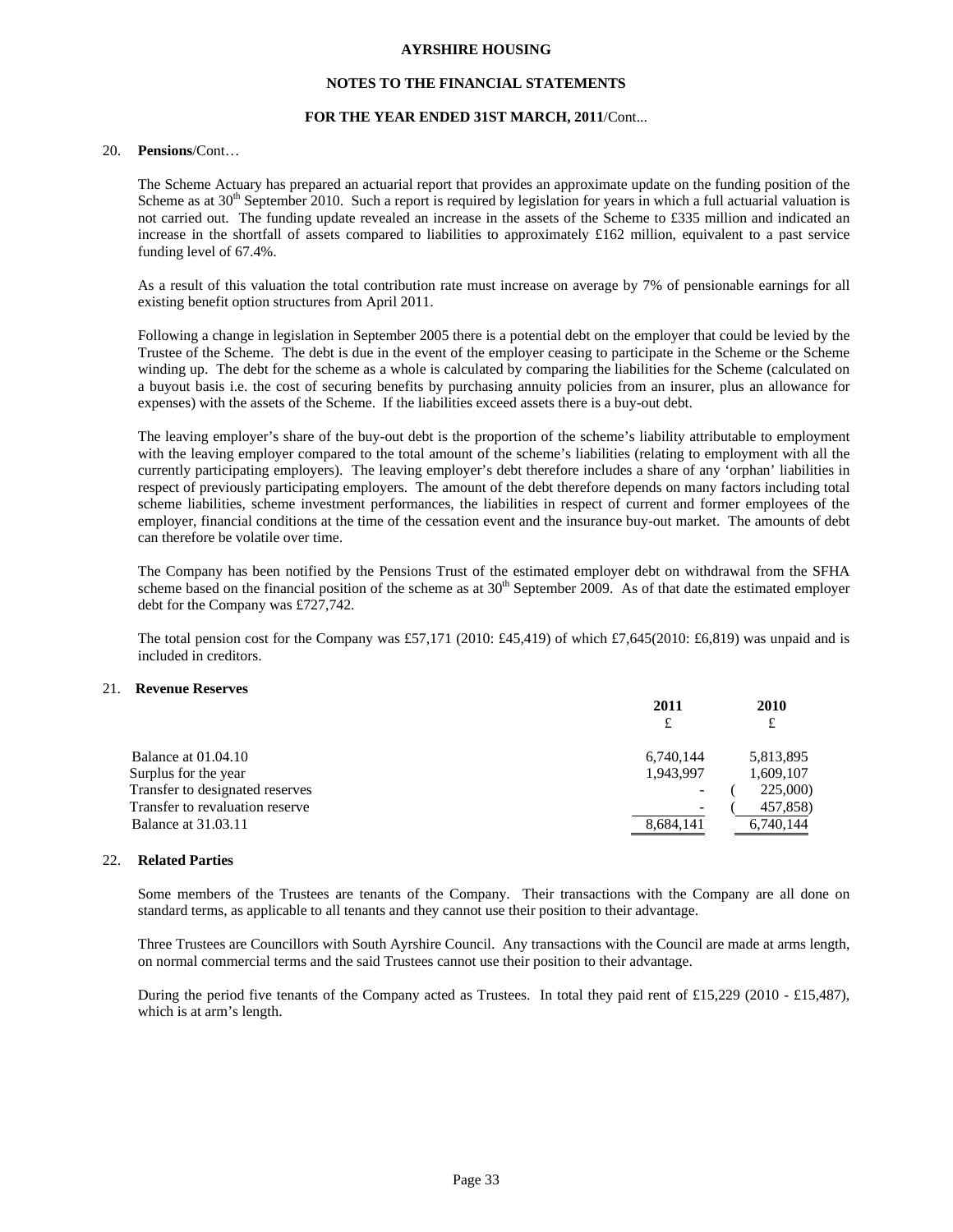**AYRSHIRE HOUSING**

**NOTES TO THE FINANCIAL STATEMENTS**

**FOR THE YEAR ENDED 31ST MARCH, 2011**/Cont...

20. **Pensions**/Cont…

The Scheme Actuary has prepared an actuarial report that provides an approximate update on the funding position of the Scheme as at 30th September 2010. Such a report is required by legislation for years in which a full actuarial valuation is not carried out. The funding update revealed an increase in the assets of the Scheme to £335 million and indicated an increase in the shortfall of assets compared to liabilities to approximately £162 million, equivalent to a past service funding level of 67.4%.

As a result of this valuation the total contribution rate must increase on average by 7% of pensionable earnings for all existing benefit option structures from April 2011.

Following a change in legislation in September 2005 there is a potential debt on the employer that could be levied by the Trustee of the Scheme. The debt is due in the event of the employer ceasing to participate in the Scheme or the Scheme winding up. The debt for the scheme as a whole is calculated by comparing the liabilities for the Scheme (calculated on a buyout basis i.e. the cost of securing benefits by purchasing annuity policies from an insurer, plus an allowance for expenses) with the assets of the Scheme. If the liabilities exceed assets there is a buy-out debt.

The leaving employer's share of the buy-out debt is the proportion of the scheme's liability attributable to employment with the leaving employer compared to the total amount of the scheme's liabilities (relating to employment with all the currently participating employers). The leaving employer's debt therefore includes a share of any 'orphan' liabilities in respect of previously participating employers. The amount of the debt therefore depends on many factors including total scheme liabilities, scheme investment performances, the liabilities in respect of current and former employees of the employer, financial conditions at the time of the cessation event and the insurance buy-out market. The amounts of debt can therefore be volatile over time.

The Company has been notified by the Pensions Trust of the estimated employer debt on withdrawal from the SFHA scheme based on the financial position of the scheme as at 30th September 2009. As of that date the estimated employer debt for the Company was £727,742.

The total pension cost for the Company was £57,171 (2010: £45,419) of which £7,645(2010: £6,819) was unpaid and is included in creditors.

21. **Revenue Reserves**

| | 2011 £ | 2010 £ |
|---|---|---|
| Balance at 01.04.10 | 6,740,144 | 5,813,895 |
| Surplus for the year | 1,943,997 | 1,609,107 |
| Transfer to designated reserves | - | ( 225,000) |
| Transfer to revaluation reserve | - | ( 457,858) |
| Balance at 31.03.11 | 8,684,141 | 6,740,144 |

22. **Related Parties**

Some members of the Trustees are tenants of the Company. Their transactions with the Company are all done on standard terms, as applicable to all tenants and they cannot use their position to their advantage.

Three Trustees are Councillors with South Ayrshire Council. Any transactions with the Council are made at arms length, on normal commercial terms and the said Trustees cannot use their position to their advantage.

During the period five tenants of the Company acted as Trustees. In total they paid rent of £15,229 (2010 - £15,487), which is at arm's length.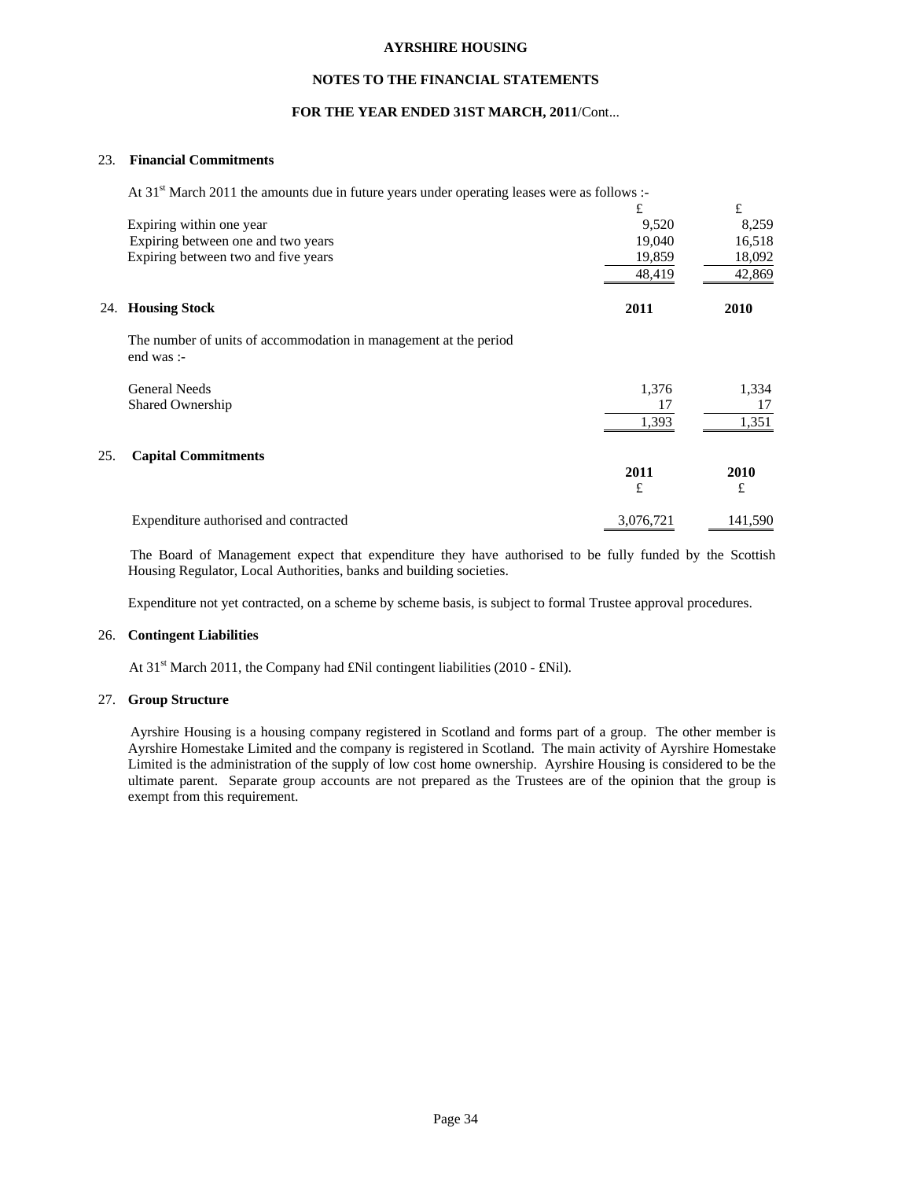### 23. Financial Commitments

At 31st March 2011 the amounts due in future years under operating leases were as follows :-

| | £ | £ |
|---|---|---|
| Expiring within one year | 9,520 | 8,259 |
| Expiring between one and two years | 19,040 | 16,518 |
| Expiring between two and five years | 19,859 | 18,092 |
| | 48,419 | 42,869 |

### 24. Housing Stock

| | 2011 | 2010 |
|---|---|---|
| The number of units of accommodation in management at the period end was :- | | |
| General Needs | 1,376 | 1,334 |
| Shared Ownership | 17 | 17 |
| | 1,393 | 1,351 |

### 25. Capital Commitments

| | 2011 £ | 2010 £ |
|---|---|---|
| Expenditure authorised and contracted | 3,076,721 | 141,590 |

The Board of Management expect that expenditure they have authorised to be fully funded by the Scottish Housing Regulator, Local Authorities, banks and building societies.

Expenditure not yet contracted, on a scheme by scheme basis, is subject to formal Trustee approval procedures.

### 26. Contingent Liabilities

At 31st March 2011, the Company had £Nil contingent liabilities (2010 - £Nil).

### 27. Group Structure

Ayrshire Housing is a housing company registered in Scotland and forms part of a group. The other member is Ayrshire Homestake Limited and the company is registered in Scotland. The main activity of Ayrshire Homestake Limited is the administration of the supply of low cost home ownership. Ayrshire Housing is considered to be the ultimate parent. Separate group accounts are not prepared as the Trustees are of the opinion that the group is exempt from this requirement.